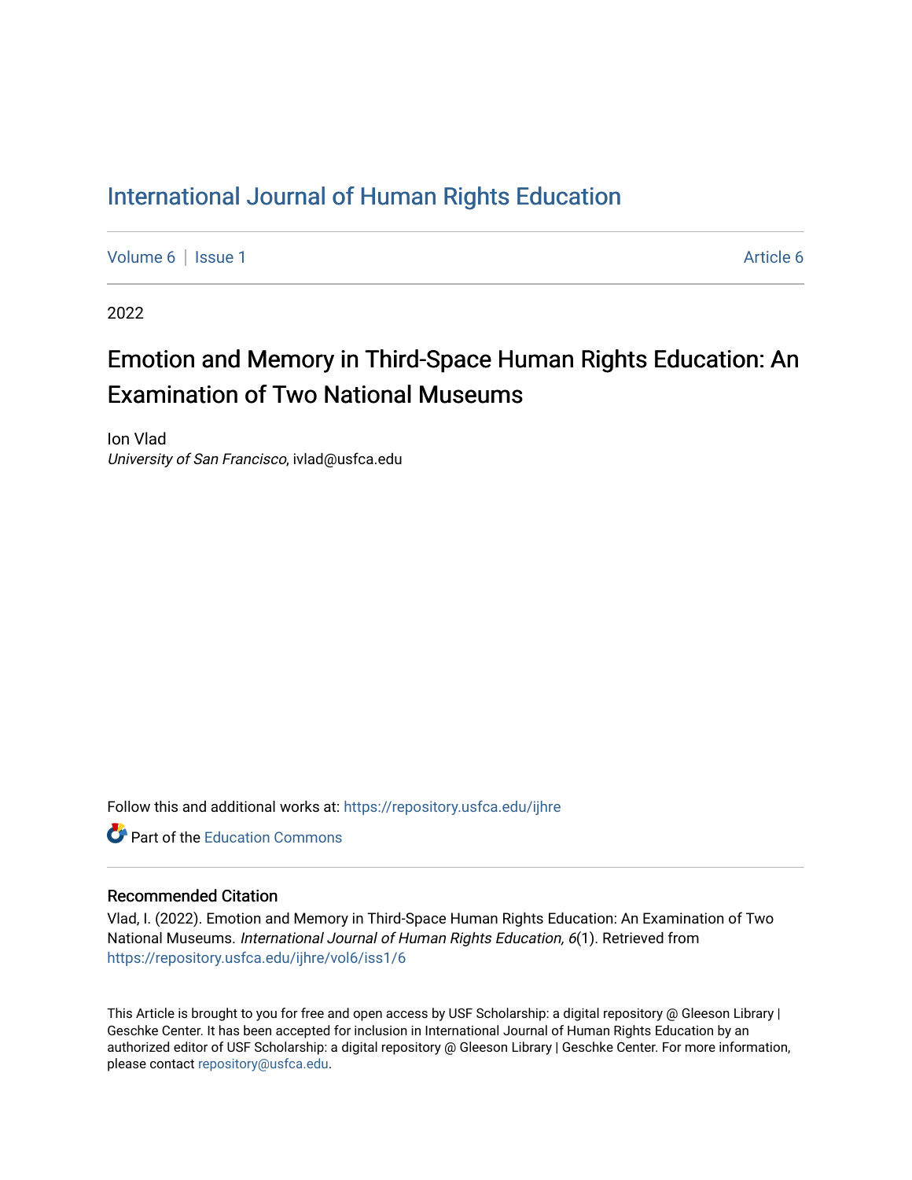# International Journal of Human Rights Education

Volume 6 | Issue 1 — Article 6

2022

## Emotion and Memory in Third-Space Human Rights Education: An Examination of Two National Museums

Ion Vlad
*University of San Francisco*, ivlad@usfca.edu

Follow this and additional works at: https://repository.usfca.edu/ijhre

Part of the Education Commons

### Recommended Citation

Vlad, I. (2022). Emotion and Memory in Third-Space Human Rights Education: An Examination of Two National Museums. *International Journal of Human Rights Education, 6*(1). Retrieved from https://repository.usfca.edu/ijhre/vol6/iss1/6

This Article is brought to you for free and open access by USF Scholarship: a digital repository @ Gleeson Library | Geschke Center. It has been accepted for inclusion in International Journal of Human Rights Education by an authorized editor of USF Scholarship: a digital repository @ Gleeson Library | Geschke Center. For more information, please contact repository@usfca.edu.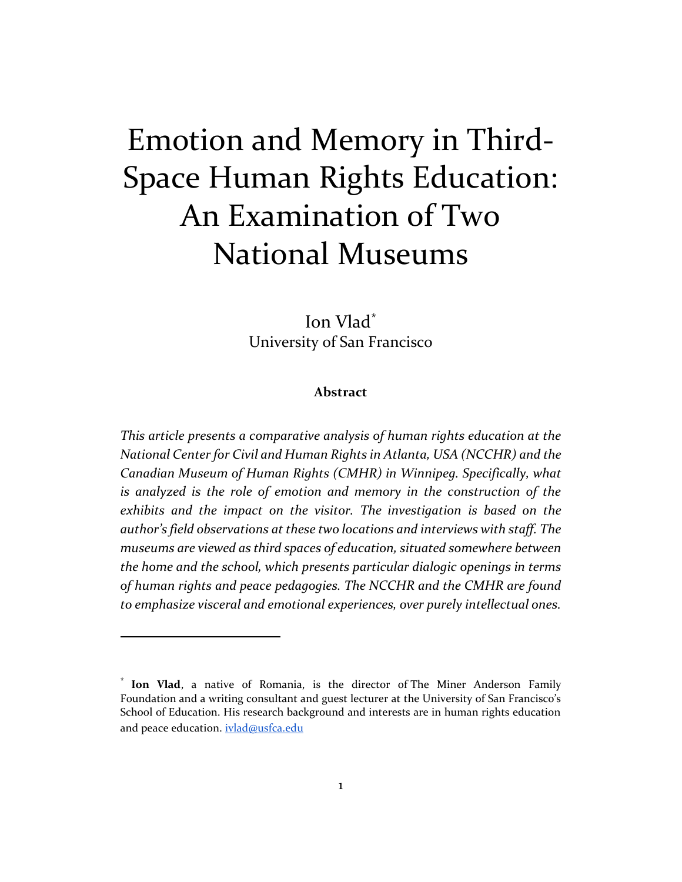# Emotion and Memory in Third-Space Human Rights Education: An Examination of Two National Museums

Ion Vlad[*]
University of San Francisco

**Abstract**

*This article presents a comparative analysis of human rights education at the National Center for Civil and Human Rights in Atlanta, USA (NCCHR) and the Canadian Museum of Human Rights (CMHR) in Winnipeg. Specifically, what is analyzed is the role of emotion and memory in the construction of the exhibits and the impact on the visitor. The investigation is based on the author's field observations at these two locations and interviews with staff. The museums are viewed as third spaces of education, situated somewhere between the home and the school, which presents particular dialogic openings in terms of human rights and peace pedagogies. The NCCHR and the CMHR are found to emphasize visceral and emotional experiences, over purely intellectual ones.*

---

[*] **Ion Vlad**, a native of Romania, is the director of The Miner Anderson Family Foundation and a writing consultant and guest lecturer at the University of San Francisco's School of Education. His research background and interests are in human rights education and peace education. ivlad@usfca.edu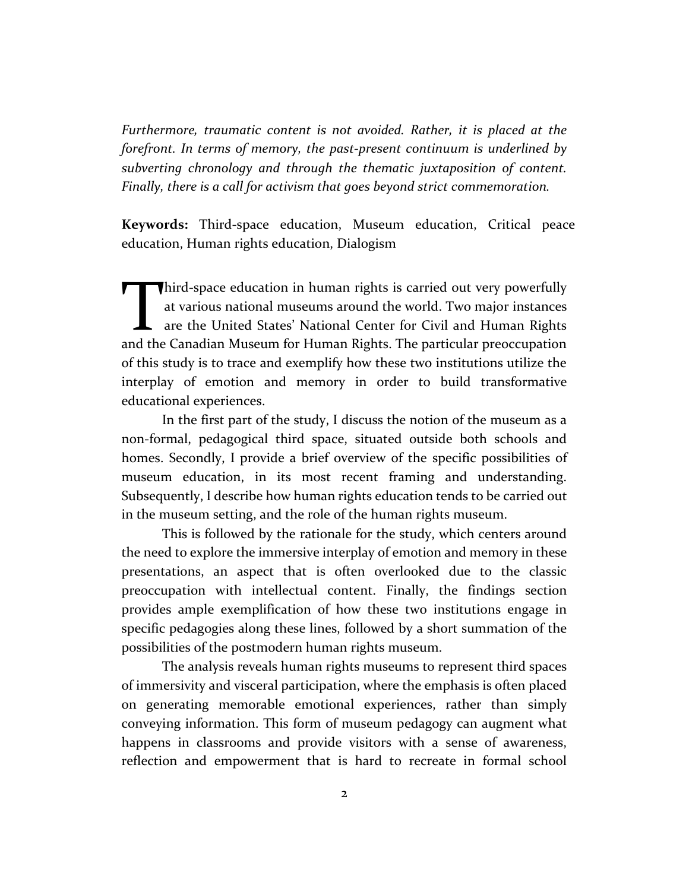*Furthermore, traumatic content is not avoided. Rather, it is placed at the forefront. In terms of memory, the past-present continuum is underlined by subverting chronology and through the thematic juxtaposition of content. Finally, there is a call for activism that goes beyond strict commemoration.*

**Keywords:** Third-space education, Museum education, Critical peace education, Human rights education, Dialogism

Third-space education in human rights is carried out very powerfully at various national museums around the world. Two major instances are the United States' National Center for Civil and Human Rights and the Canadian Museum for Human Rights. The particular preoccupation of this study is to trace and exemplify how these two institutions utilize the interplay of emotion and memory in order to build transformative educational experiences.

In the first part of the study, I discuss the notion of the museum as a non-formal, pedagogical third space, situated outside both schools and homes. Secondly, I provide a brief overview of the specific possibilities of museum education, in its most recent framing and understanding. Subsequently, I describe how human rights education tends to be carried out in the museum setting, and the role of the human rights museum.

This is followed by the rationale for the study, which centers around the need to explore the immersive interplay of emotion and memory in these presentations, an aspect that is often overlooked due to the classic preoccupation with intellectual content. Finally, the findings section provides ample exemplification of how these two institutions engage in specific pedagogies along these lines, followed by a short summation of the possibilities of the postmodern human rights museum.

The analysis reveals human rights museums to represent third spaces of immersivity and visceral participation, where the emphasis is often placed on generating memorable emotional experiences, rather than simply conveying information. This form of museum pedagogy can augment what happens in classrooms and provide visitors with a sense of awareness, reflection and empowerment that is hard to recreate in formal school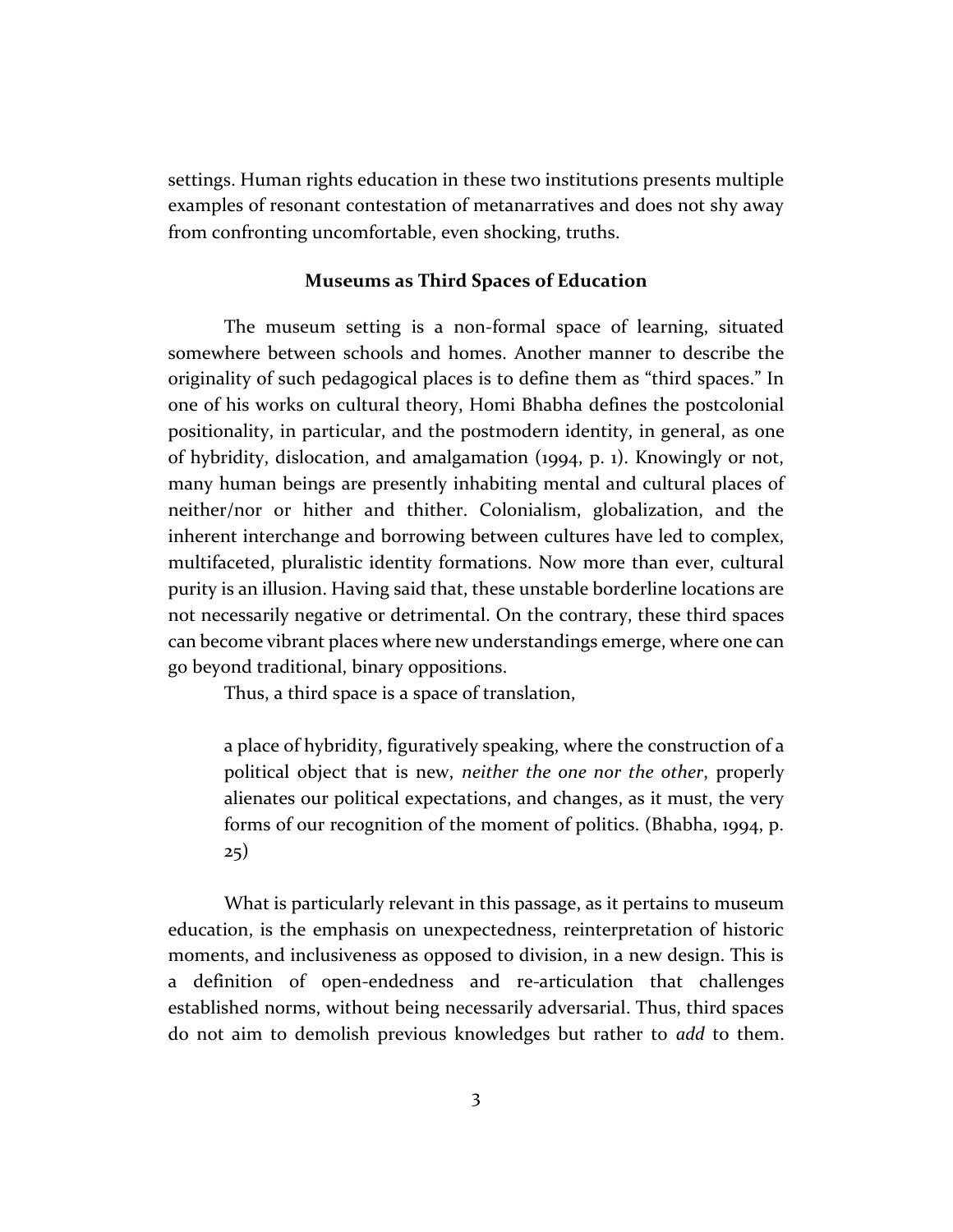settings. Human rights education in these two institutions presents multiple examples of resonant contestation of metanarratives and does not shy away from confronting uncomfortable, even shocking, truths.

### Museums as Third Spaces of Education

The museum setting is a non-formal space of learning, situated somewhere between schools and homes. Another manner to describe the originality of such pedagogical places is to define them as "third spaces." In one of his works on cultural theory, Homi Bhabha defines the postcolonial positionality, in particular, and the postmodern identity, in general, as one of hybridity, dislocation, and amalgamation (1994, p. 1). Knowingly or not, many human beings are presently inhabiting mental and cultural places of neither/nor or hither and thither. Colonialism, globalization, and the inherent interchange and borrowing between cultures have led to complex, multifaceted, pluralistic identity formations. Now more than ever, cultural purity is an illusion. Having said that, these unstable borderline locations are not necessarily negative or detrimental. On the contrary, these third spaces can become vibrant places where new understandings emerge, where one can go beyond traditional, binary oppositions.

Thus, a third space is a space of translation,

> a place of hybridity, figuratively speaking, where the construction of a political object that is new, *neither the one nor the other*, properly alienates our political expectations, and changes, as it must, the very forms of our recognition of the moment of politics. (Bhabha, 1994, p. 25)

What is particularly relevant in this passage, as it pertains to museum education, is the emphasis on unexpectedness, reinterpretation of historic moments, and inclusiveness as opposed to division, in a new design. This is a definition of open-endedness and re-articulation that challenges established norms, without being necessarily adversarial. Thus, third spaces do not aim to demolish previous knowledges but rather to *add* to them.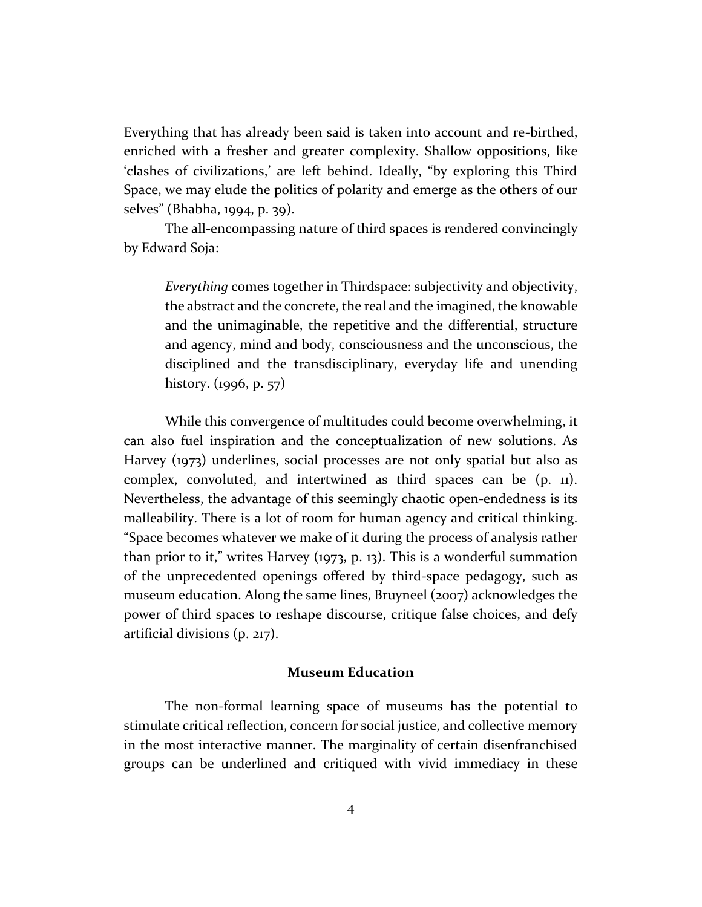Everything that has already been said is taken into account and re-birthed, enriched with a fresher and greater complexity. Shallow oppositions, like 'clashes of civilizations,' are left behind. Ideally, "by exploring this Third Space, we may elude the politics of polarity and emerge as the others of our selves" (Bhabha, 1994, p. 39).

The all-encompassing nature of third spaces is rendered convincingly by Edward Soja:

> *Everything* comes together in Thirdspace: subjectivity and objectivity, the abstract and the concrete, the real and the imagined, the knowable and the unimaginable, the repetitive and the differential, structure and agency, mind and body, consciousness and the unconscious, the disciplined and the transdisciplinary, everyday life and unending history. (1996, p. 57)

While this convergence of multitudes could become overwhelming, it can also fuel inspiration and the conceptualization of new solutions. As Harvey (1973) underlines, social processes are not only spatial but also as complex, convoluted, and intertwined as third spaces can be (p. 11). Nevertheless, the advantage of this seemingly chaotic open-endedness is its malleability. There is a lot of room for human agency and critical thinking. "Space becomes whatever we make of it during the process of analysis rather than prior to it," writes Harvey (1973, p. 13). This is a wonderful summation of the unprecedented openings offered by third-space pedagogy, such as museum education. Along the same lines, Bruyneel (2007) acknowledges the power of third spaces to reshape discourse, critique false choices, and defy artificial divisions (p. 217).

## Museum Education

The non-formal learning space of museums has the potential to stimulate critical reflection, concern for social justice, and collective memory in the most interactive manner. The marginality of certain disenfranchised groups can be underlined and critiqued with vivid immediacy in these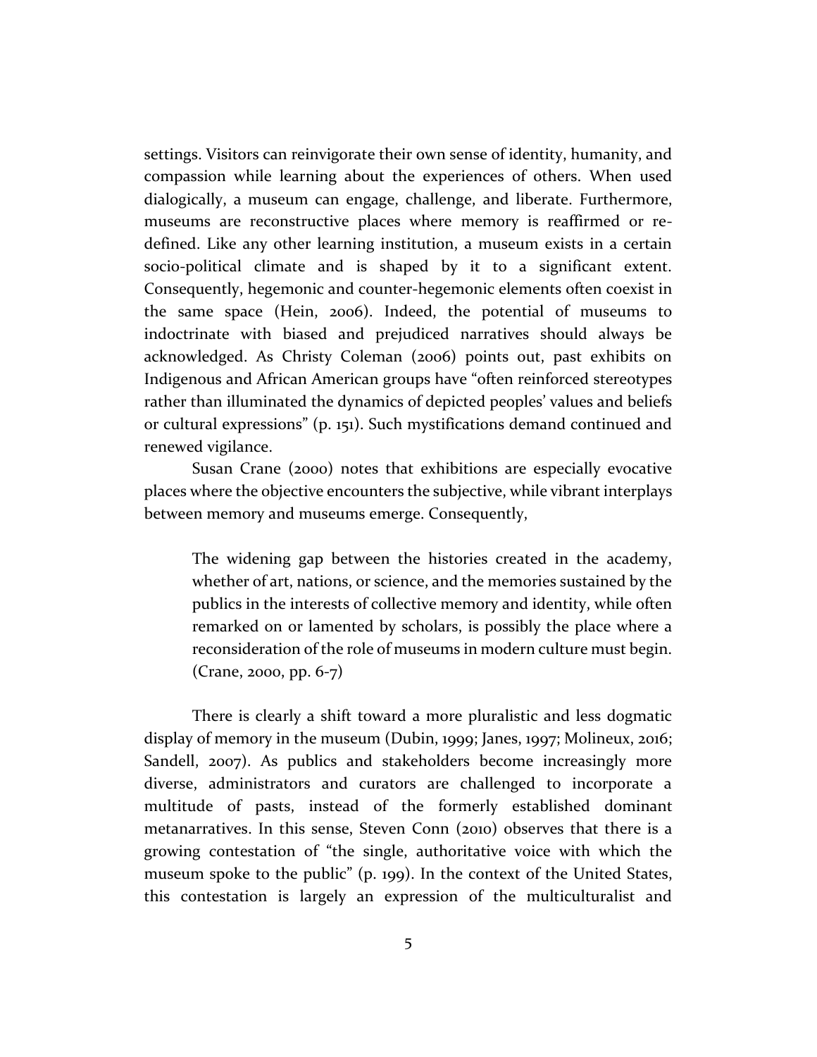settings. Visitors can reinvigorate their own sense of identity, humanity, and compassion while learning about the experiences of others. When used dialogically, a museum can engage, challenge, and liberate. Furthermore, museums are reconstructive places where memory is reaffirmed or re-defined. Like any other learning institution, a museum exists in a certain socio-political climate and is shaped by it to a significant extent. Consequently, hegemonic and counter-hegemonic elements often coexist in the same space (Hein, 2006). Indeed, the potential of museums to indoctrinate with biased and prejudiced narratives should always be acknowledged. As Christy Coleman (2006) points out, past exhibits on Indigenous and African American groups have "often reinforced stereotypes rather than illuminated the dynamics of depicted peoples' values and beliefs or cultural expressions" (p. 151). Such mystifications demand continued and renewed vigilance.

Susan Crane (2000) notes that exhibitions are especially evocative places where the objective encounters the subjective, while vibrant interplays between memory and museums emerge. Consequently,

> The widening gap between the histories created in the academy, whether of art, nations, or science, and the memories sustained by the publics in the interests of collective memory and identity, while often remarked on or lamented by scholars, is possibly the place where a reconsideration of the role of museums in modern culture must begin. (Crane, 2000, pp. 6-7)

There is clearly a shift toward a more pluralistic and less dogmatic display of memory in the museum (Dubin, 1999; Janes, 1997; Molineux, 2016; Sandell, 2007). As publics and stakeholders become increasingly more diverse, administrators and curators are challenged to incorporate a multitude of pasts, instead of the formerly established dominant metanarratives. In this sense, Steven Conn (2010) observes that there is a growing contestation of "the single, authoritative voice with which the museum spoke to the public" (p. 199). In the context of the United States, this contestation is largely an expression of the multiculturalist and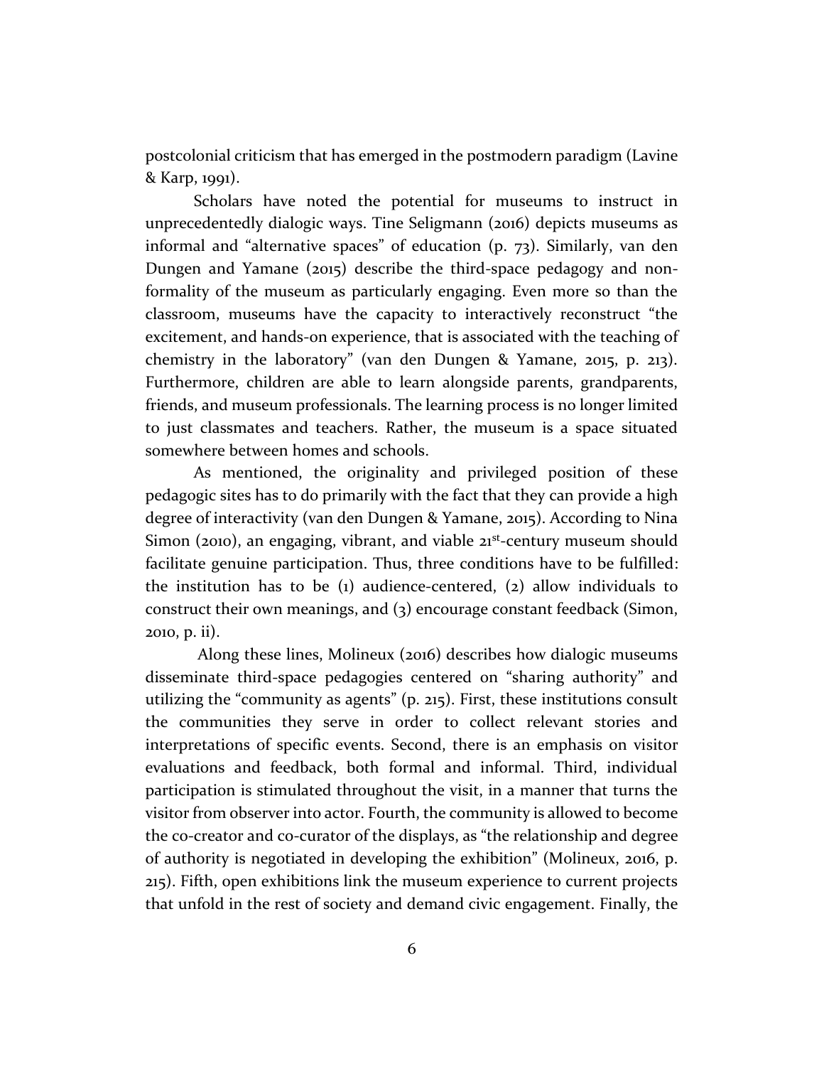postcolonial criticism that has emerged in the postmodern paradigm (Lavine & Karp, 1991).

Scholars have noted the potential for museums to instruct in unprecedentedly dialogic ways. Tine Seligmann (2016) depicts museums as informal and "alternative spaces" of education (p. 73). Similarly, van den Dungen and Yamane (2015) describe the third-space pedagogy and non-formality of the museum as particularly engaging. Even more so than the classroom, museums have the capacity to interactively reconstruct "the excitement, and hands-on experience, that is associated with the teaching of chemistry in the laboratory" (van den Dungen & Yamane, 2015, p. 213). Furthermore, children are able to learn alongside parents, grandparents, friends, and museum professionals. The learning process is no longer limited to just classmates and teachers. Rather, the museum is a space situated somewhere between homes and schools.

As mentioned, the originality and privileged position of these pedagogic sites has to do primarily with the fact that they can provide a high degree of interactivity (van den Dungen & Yamane, 2015). According to Nina Simon (2010), an engaging, vibrant, and viable 21st-century museum should facilitate genuine participation. Thus, three conditions have to be fulfilled: the institution has to be (1) audience-centered, (2) allow individuals to construct their own meanings, and (3) encourage constant feedback (Simon, 2010, p. ii).

Along these lines, Molineux (2016) describes how dialogic museums disseminate third-space pedagogies centered on "sharing authority" and utilizing the "community as agents" (p. 215). First, these institutions consult the communities they serve in order to collect relevant stories and interpretations of specific events. Second, there is an emphasis on visitor evaluations and feedback, both formal and informal. Third, individual participation is stimulated throughout the visit, in a manner that turns the visitor from observer into actor. Fourth, the community is allowed to become the co-creator and co-curator of the displays, as "the relationship and degree of authority is negotiated in developing the exhibition" (Molineux, 2016, p. 215). Fifth, open exhibitions link the museum experience to current projects that unfold in the rest of society and demand civic engagement. Finally, the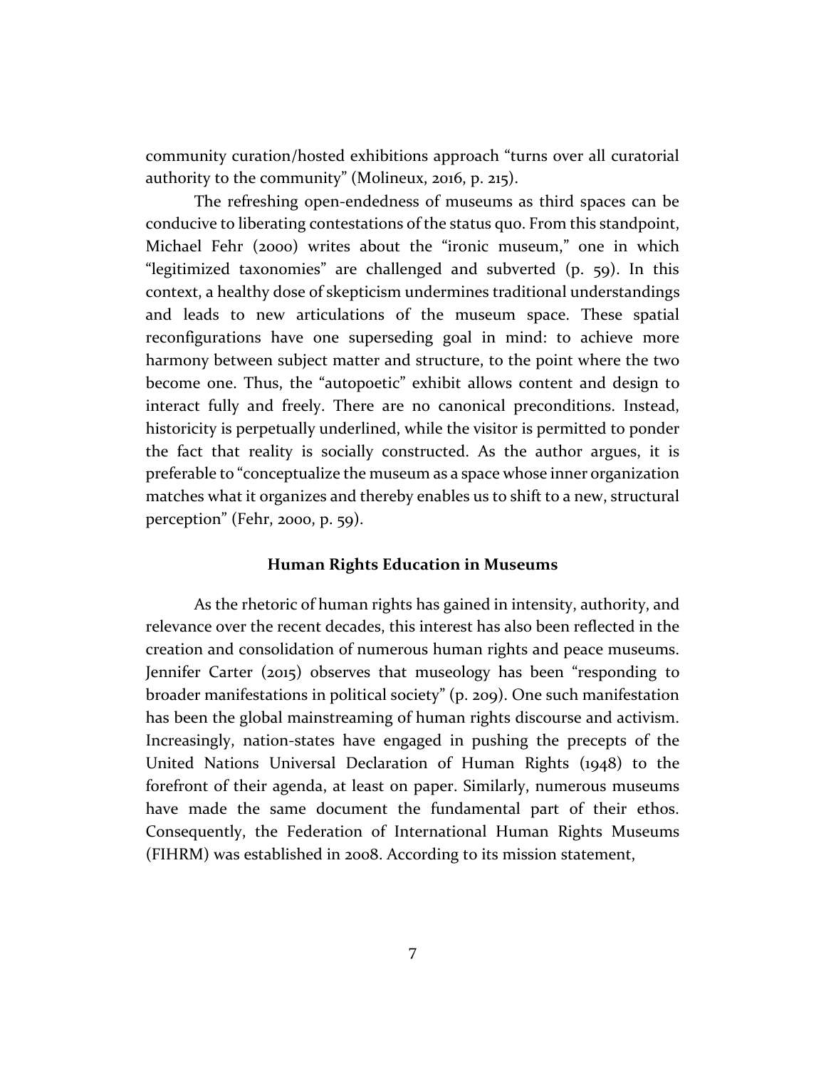community curation/hosted exhibitions approach "turns over all curatorial authority to the community" (Molineux, 2016, p. 215).

The refreshing open-endedness of museums as third spaces can be conducive to liberating contestations of the status quo. From this standpoint, Michael Fehr (2000) writes about the "ironic museum," one in which "legitimized taxonomies" are challenged and subverted (p. 59). In this context, a healthy dose of skepticism undermines traditional understandings and leads to new articulations of the museum space. These spatial reconfigurations have one superseding goal in mind: to achieve more harmony between subject matter and structure, to the point where the two become one. Thus, the "autopoetic" exhibit allows content and design to interact fully and freely. There are no canonical preconditions. Instead, historicity is perpetually underlined, while the visitor is permitted to ponder the fact that reality is socially constructed. As the author argues, it is preferable to "conceptualize the museum as a space whose inner organization matches what it organizes and thereby enables us to shift to a new, structural perception" (Fehr, 2000, p. 59).

## Human Rights Education in Museums

As the rhetoric of human rights has gained in intensity, authority, and relevance over the recent decades, this interest has also been reflected in the creation and consolidation of numerous human rights and peace museums. Jennifer Carter (2015) observes that museology has been "responding to broader manifestations in political society" (p. 209). One such manifestation has been the global mainstreaming of human rights discourse and activism. Increasingly, nation-states have engaged in pushing the precepts of the United Nations Universal Declaration of Human Rights (1948) to the forefront of their agenda, at least on paper. Similarly, numerous museums have made the same document the fundamental part of their ethos. Consequently, the Federation of International Human Rights Museums (FIHRM) was established in 2008. According to its mission statement,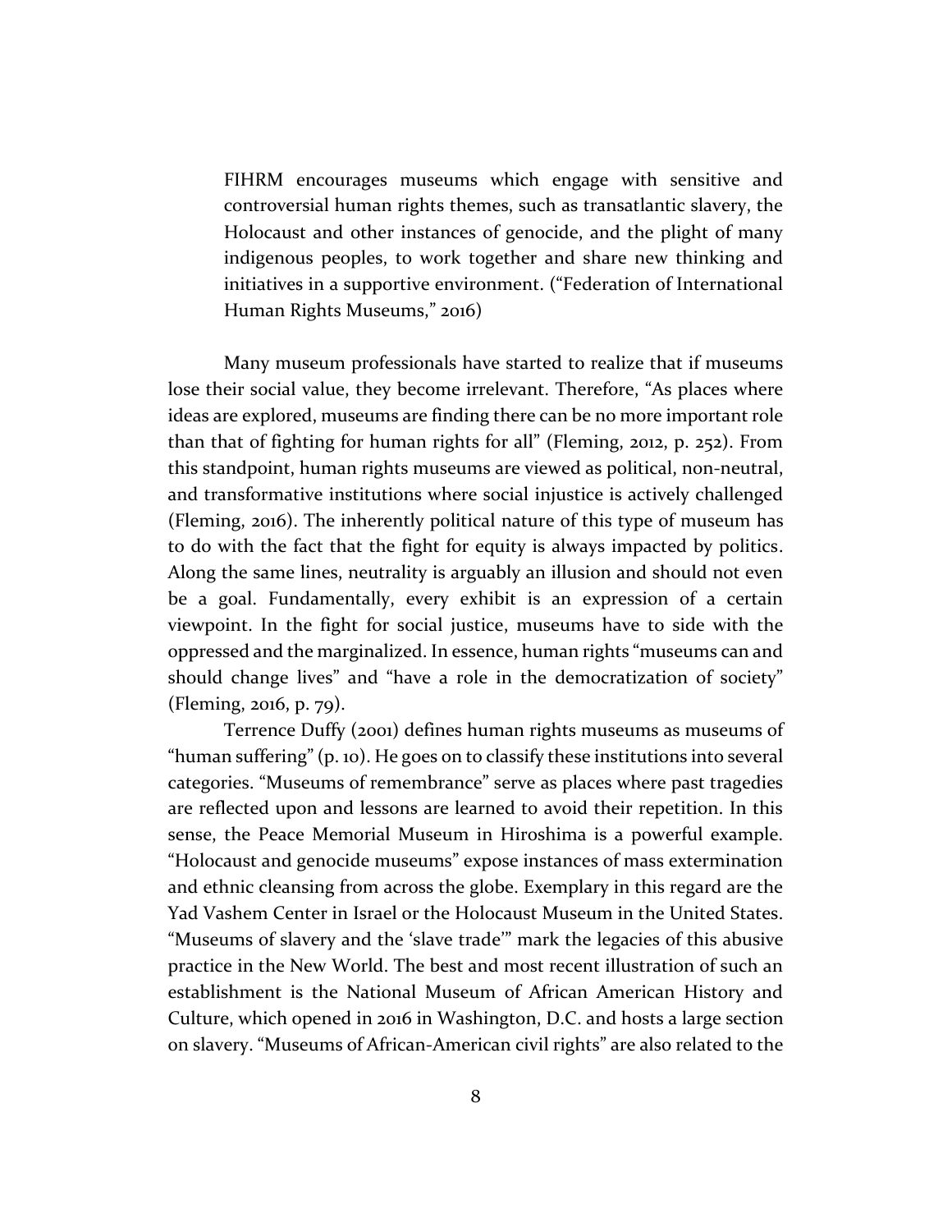> FIHRM encourages museums which engage with sensitive and controversial human rights themes, such as transatlantic slavery, the Holocaust and other instances of genocide, and the plight of many indigenous peoples, to work together and share new thinking and initiatives in a supportive environment. ("Federation of International Human Rights Museums," 2016)

Many museum professionals have started to realize that if museums lose their social value, they become irrelevant. Therefore, "As places where ideas are explored, museums are finding there can be no more important role than that of fighting for human rights for all" (Fleming, 2012, p. 252). From this standpoint, human rights museums are viewed as political, non-neutral, and transformative institutions where social injustice is actively challenged (Fleming, 2016). The inherently political nature of this type of museum has to do with the fact that the fight for equity is always impacted by politics. Along the same lines, neutrality is arguably an illusion and should not even be a goal. Fundamentally, every exhibit is an expression of a certain viewpoint. In the fight for social justice, museums have to side with the oppressed and the marginalized. In essence, human rights "museums can and should change lives" and "have a role in the democratization of society" (Fleming, 2016, p. 79).

Terrence Duffy (2001) defines human rights museums as museums of "human suffering" (p. 10). He goes on to classify these institutions into several categories. "Museums of remembrance" serve as places where past tragedies are reflected upon and lessons are learned to avoid their repetition. In this sense, the Peace Memorial Museum in Hiroshima is a powerful example. "Holocaust and genocide museums" expose instances of mass extermination and ethnic cleansing from across the globe. Exemplary in this regard are the Yad Vashem Center in Israel or the Holocaust Museum in the United States. "Museums of slavery and the 'slave trade'" mark the legacies of this abusive practice in the New World. The best and most recent illustration of such an establishment is the National Museum of African American History and Culture, which opened in 2016 in Washington, D.C. and hosts a large section on slavery. "Museums of African-American civil rights" are also related to the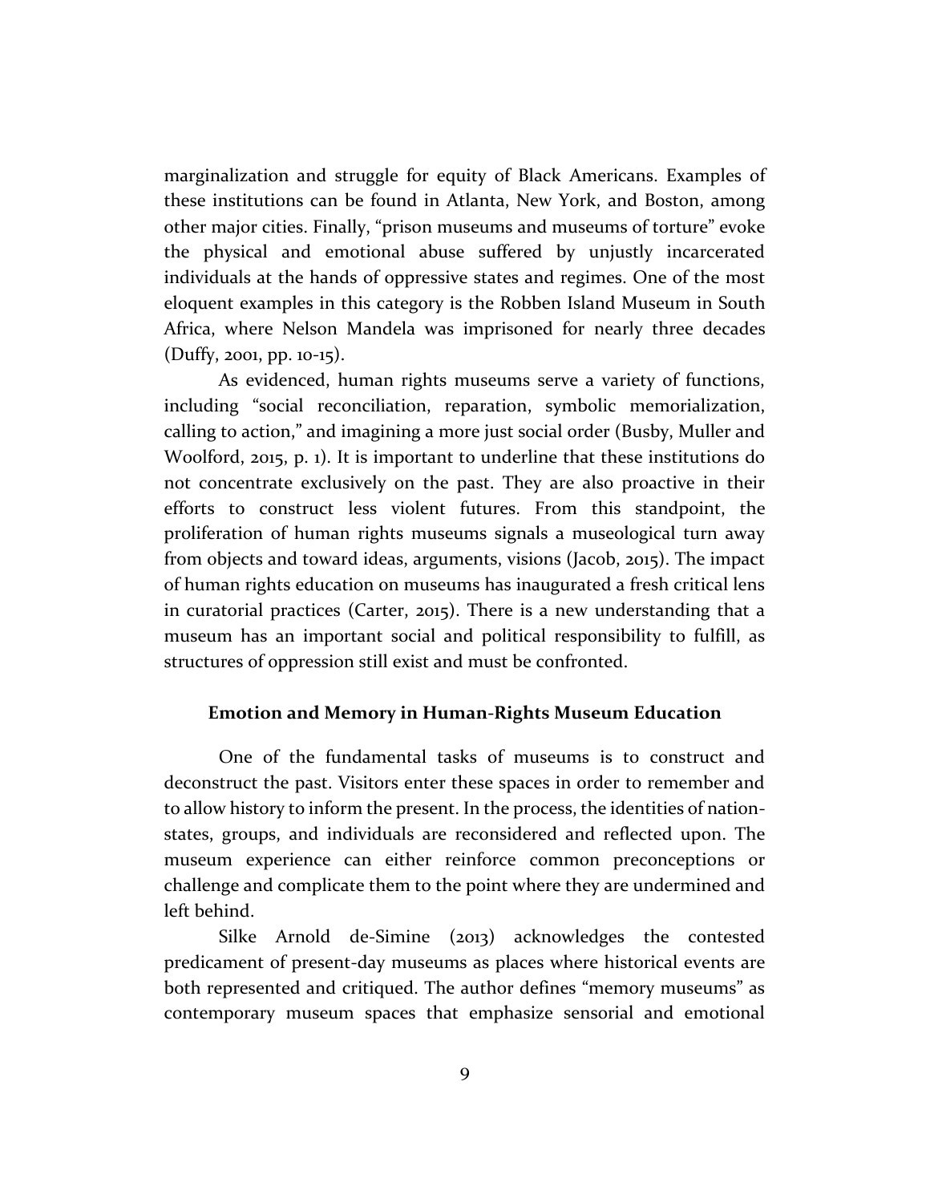marginalization and struggle for equity of Black Americans. Examples of these institutions can be found in Atlanta, New York, and Boston, among other major cities. Finally, "prison museums and museums of torture" evoke the physical and emotional abuse suffered by unjustly incarcerated individuals at the hands of oppressive states and regimes. One of the most eloquent examples in this category is the Robben Island Museum in South Africa, where Nelson Mandela was imprisoned for nearly three decades (Duffy, 2001, pp. 10-15).

As evidenced, human rights museums serve a variety of functions, including "social reconciliation, reparation, symbolic memorialization, calling to action," and imagining a more just social order (Busby, Muller and Woolford, 2015, p. 1). It is important to underline that these institutions do not concentrate exclusively on the past. They are also proactive in their efforts to construct less violent futures. From this standpoint, the proliferation of human rights museums signals a museological turn away from objects and toward ideas, arguments, visions (Jacob, 2015). The impact of human rights education on museums has inaugurated a fresh critical lens in curatorial practices (Carter, 2015). There is a new understanding that a museum has an important social and political responsibility to fulfill, as structures of oppression still exist and must be confronted.

## Emotion and Memory in Human-Rights Museum Education

One of the fundamental tasks of museums is to construct and deconstruct the past. Visitors enter these spaces in order to remember and to allow history to inform the present. In the process, the identities of nation-states, groups, and individuals are reconsidered and reflected upon. The museum experience can either reinforce common preconceptions or challenge and complicate them to the point where they are undermined and left behind.

Silke Arnold de-Simine (2013) acknowledges the contested predicament of present-day museums as places where historical events are both represented and critiqued. The author defines "memory museums" as contemporary museum spaces that emphasize sensorial and emotional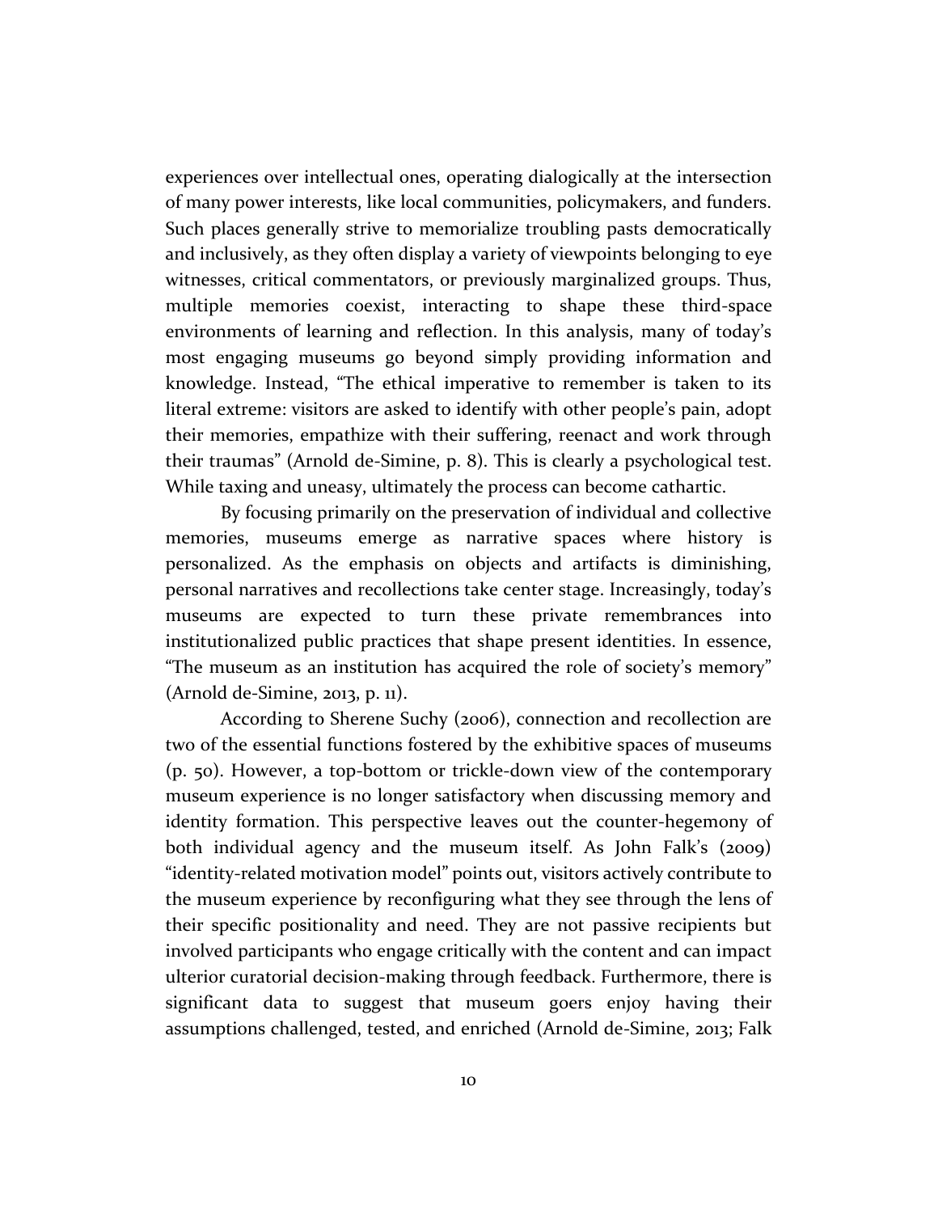experiences over intellectual ones, operating dialogically at the intersection of many power interests, like local communities, policymakers, and funders. Such places generally strive to memorialize troubling pasts democratically and inclusively, as they often display a variety of viewpoints belonging to eye witnesses, critical commentators, or previously marginalized groups. Thus, multiple memories coexist, interacting to shape these third-space environments of learning and reflection. In this analysis, many of today's most engaging museums go beyond simply providing information and knowledge. Instead, "The ethical imperative to remember is taken to its literal extreme: visitors are asked to identify with other people's pain, adopt their memories, empathize with their suffering, reenact and work through their traumas" (Arnold de-Simine, p. 8). This is clearly a psychological test. While taxing and uneasy, ultimately the process can become cathartic.

By focusing primarily on the preservation of individual and collective memories, museums emerge as narrative spaces where history is personalized. As the emphasis on objects and artifacts is diminishing, personal narratives and recollections take center stage. Increasingly, today's museums are expected to turn these private remembrances into institutionalized public practices that shape present identities. In essence, "The museum as an institution has acquired the role of society's memory" (Arnold de-Simine, 2013, p. 11).

According to Sherene Suchy (2006), connection and recollection are two of the essential functions fostered by the exhibitive spaces of museums (p. 50). However, a top-bottom or trickle-down view of the contemporary museum experience is no longer satisfactory when discussing memory and identity formation. This perspective leaves out the counter-hegemony of both individual agency and the museum itself. As John Falk's (2009) "identity-related motivation model" points out, visitors actively contribute to the museum experience by reconfiguring what they see through the lens of their specific positionality and need. They are not passive recipients but involved participants who engage critically with the content and can impact ulterior curatorial decision-making through feedback. Furthermore, there is significant data to suggest that museum goers enjoy having their assumptions challenged, tested, and enriched (Arnold de-Simine, 2013; Falk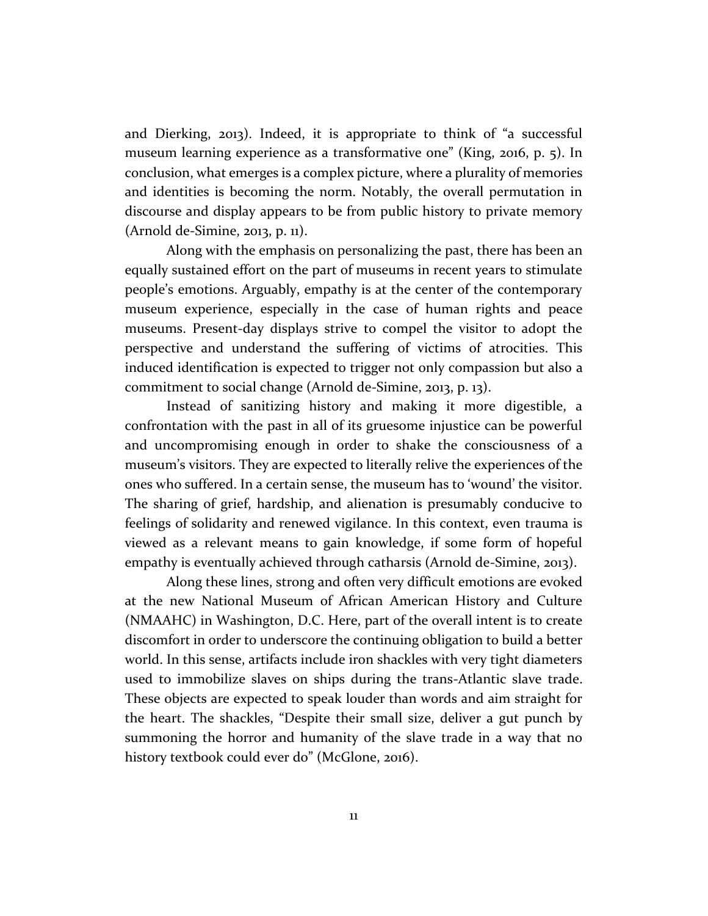and Dierking, 2013). Indeed, it is appropriate to think of "a successful museum learning experience as a transformative one" (King, 2016, p. 5). In conclusion, what emerges is a complex picture, where a plurality of memories and identities is becoming the norm. Notably, the overall permutation in discourse and display appears to be from public history to private memory (Arnold de-Simine, 2013, p. 11).

Along with the emphasis on personalizing the past, there has been an equally sustained effort on the part of museums in recent years to stimulate people's emotions. Arguably, empathy is at the center of the contemporary museum experience, especially in the case of human rights and peace museums. Present-day displays strive to compel the visitor to adopt the perspective and understand the suffering of victims of atrocities. This induced identification is expected to trigger not only compassion but also a commitment to social change (Arnold de-Simine, 2013, p. 13).

Instead of sanitizing history and making it more digestible, a confrontation with the past in all of its gruesome injustice can be powerful and uncompromising enough in order to shake the consciousness of a museum's visitors. They are expected to literally relive the experiences of the ones who suffered. In a certain sense, the museum has to 'wound' the visitor. The sharing of grief, hardship, and alienation is presumably conducive to feelings of solidarity and renewed vigilance. In this context, even trauma is viewed as a relevant means to gain knowledge, if some form of hopeful empathy is eventually achieved through catharsis (Arnold de-Simine, 2013).

Along these lines, strong and often very difficult emotions are evoked at the new National Museum of African American History and Culture (NMAAHC) in Washington, D.C. Here, part of the overall intent is to create discomfort in order to underscore the continuing obligation to build a better world. In this sense, artifacts include iron shackles with very tight diameters used to immobilize slaves on ships during the trans-Atlantic slave trade. These objects are expected to speak louder than words and aim straight for the heart. The shackles, "Despite their small size, deliver a gut punch by summoning the horror and humanity of the slave trade in a way that no history textbook could ever do" (McGlone, 2016).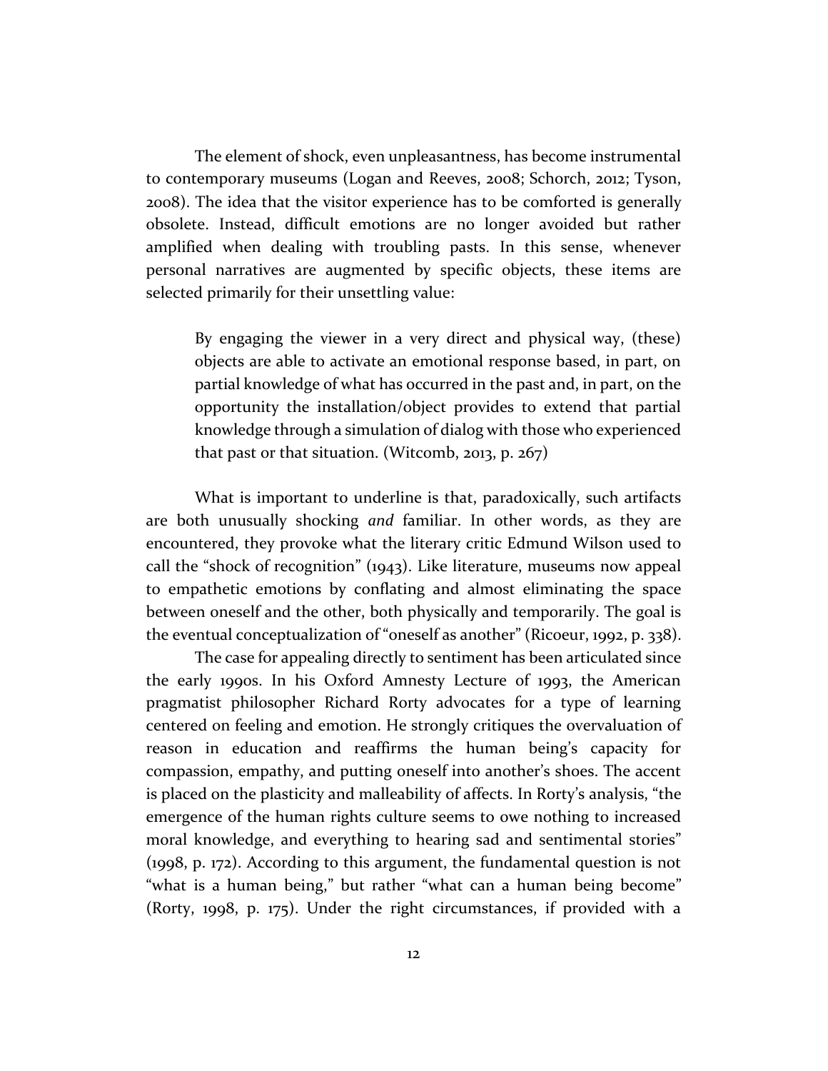The element of shock, even unpleasantness, has become instrumental to contemporary museums (Logan and Reeves, 2008; Schorch, 2012; Tyson, 2008). The idea that the visitor experience has to be comforted is generally obsolete. Instead, difficult emotions are no longer avoided but rather amplified when dealing with troubling pasts. In this sense, whenever personal narratives are augmented by specific objects, these items are selected primarily for their unsettling value:

> By engaging the viewer in a very direct and physical way, (these) objects are able to activate an emotional response based, in part, on partial knowledge of what has occurred in the past and, in part, on the opportunity the installation/object provides to extend that partial knowledge through a simulation of dialog with those who experienced that past or that situation. (Witcomb, 2013, p. 267)

What is important to underline is that, paradoxically, such artifacts are both unusually shocking *and* familiar. In other words, as they are encountered, they provoke what the literary critic Edmund Wilson used to call the "shock of recognition" (1943). Like literature, museums now appeal to empathetic emotions by conflating and almost eliminating the space between oneself and the other, both physically and temporarily. The goal is the eventual conceptualization of "oneself as another" (Ricoeur, 1992, p. 338).

The case for appealing directly to sentiment has been articulated since the early 1990s. In his Oxford Amnesty Lecture of 1993, the American pragmatist philosopher Richard Rorty advocates for a type of learning centered on feeling and emotion. He strongly critiques the overvaluation of reason in education and reaffirms the human being's capacity for compassion, empathy, and putting oneself into another's shoes. The accent is placed on the plasticity and malleability of affects. In Rorty's analysis, "the emergence of the human rights culture seems to owe nothing to increased moral knowledge, and everything to hearing sad and sentimental stories" (1998, p. 172). According to this argument, the fundamental question is not "what is a human being," but rather "what can a human being become" (Rorty, 1998, p. 175). Under the right circumstances, if provided with a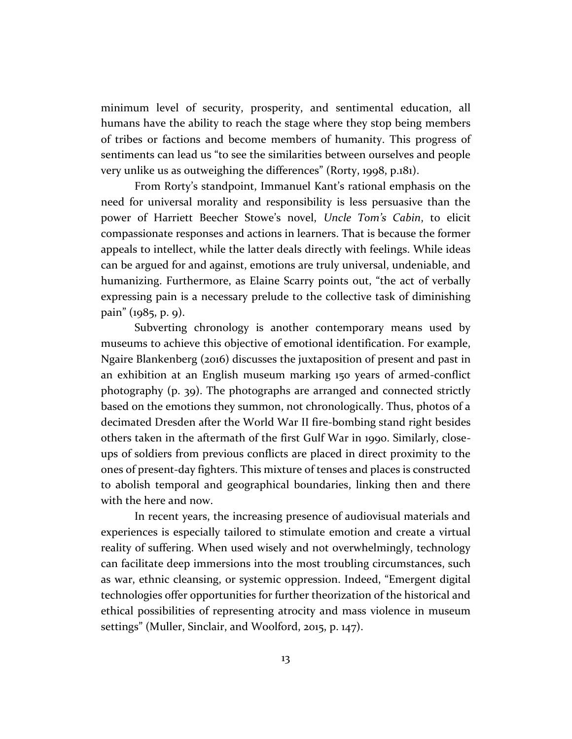minimum level of security, prosperity, and sentimental education, all humans have the ability to reach the stage where they stop being members of tribes or factions and become members of humanity. This progress of sentiments can lead us "to see the similarities between ourselves and people very unlike us as outweighing the differences" (Rorty, 1998, p.181).

From Rorty's standpoint, Immanuel Kant's rational emphasis on the need for universal morality and responsibility is less persuasive than the power of Harriett Beecher Stowe's novel, *Uncle Tom's Cabin*, to elicit compassionate responses and actions in learners. That is because the former appeals to intellect, while the latter deals directly with feelings. While ideas can be argued for and against, emotions are truly universal, undeniable, and humanizing. Furthermore, as Elaine Scarry points out, "the act of verbally expressing pain is a necessary prelude to the collective task of diminishing pain" (1985, p. 9).

Subverting chronology is another contemporary means used by museums to achieve this objective of emotional identification. For example, Ngaire Blankenberg (2016) discusses the juxtaposition of present and past in an exhibition at an English museum marking 150 years of armed-conflict photography (p. 39). The photographs are arranged and connected strictly based on the emotions they summon, not chronologically. Thus, photos of a decimated Dresden after the World War II fire-bombing stand right besides others taken in the aftermath of the first Gulf War in 1990. Similarly, close-ups of soldiers from previous conflicts are placed in direct proximity to the ones of present-day fighters. This mixture of tenses and places is constructed to abolish temporal and geographical boundaries, linking then and there with the here and now.

In recent years, the increasing presence of audiovisual materials and experiences is especially tailored to stimulate emotion and create a virtual reality of suffering. When used wisely and not overwhelmingly, technology can facilitate deep immersions into the most troubling circumstances, such as war, ethnic cleansing, or systemic oppression. Indeed, "Emergent digital technologies offer opportunities for further theorization of the historical and ethical possibilities of representing atrocity and mass violence in museum settings" (Muller, Sinclair, and Woolford, 2015, p. 147).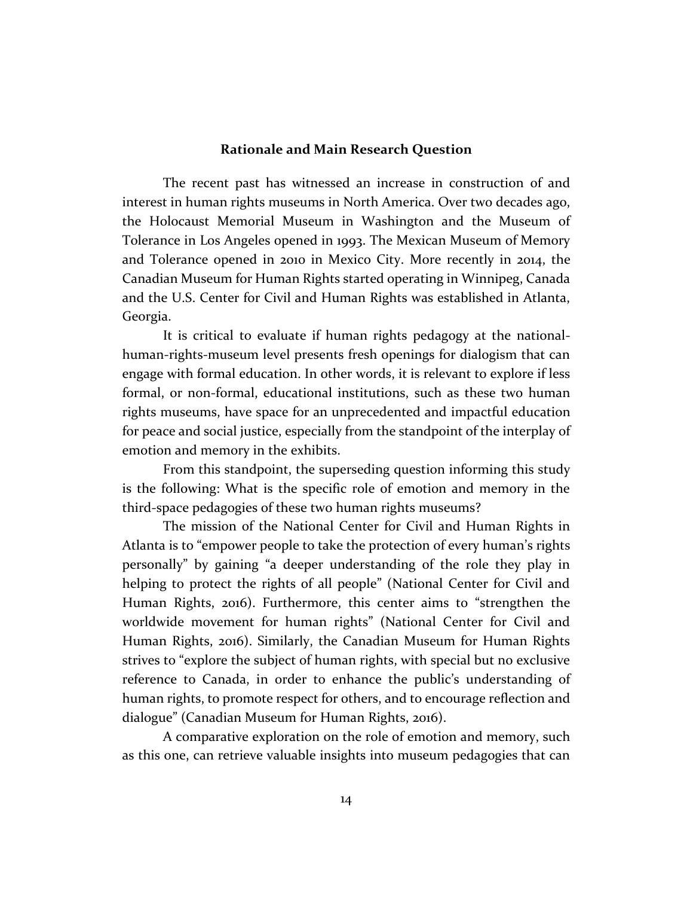## Rationale and Main Research Question

The recent past has witnessed an increase in construction of and interest in human rights museums in North America. Over two decades ago, the Holocaust Memorial Museum in Washington and the Museum of Tolerance in Los Angeles opened in 1993. The Mexican Museum of Memory and Tolerance opened in 2010 in Mexico City. More recently in 2014, the Canadian Museum for Human Rights started operating in Winnipeg, Canada and the U.S. Center for Civil and Human Rights was established in Atlanta, Georgia.

It is critical to evaluate if human rights pedagogy at the national-human-rights-museum level presents fresh openings for dialogism that can engage with formal education. In other words, it is relevant to explore if less formal, or non-formal, educational institutions, such as these two human rights museums, have space for an unprecedented and impactful education for peace and social justice, especially from the standpoint of the interplay of emotion and memory in the exhibits.

From this standpoint, the superseding question informing this study is the following: What is the specific role of emotion and memory in the third-space pedagogies of these two human rights museums?

The mission of the National Center for Civil and Human Rights in Atlanta is to "empower people to take the protection of every human's rights personally" by gaining "a deeper understanding of the role they play in helping to protect the rights of all people" (National Center for Civil and Human Rights, 2016). Furthermore, this center aims to "strengthen the worldwide movement for human rights" (National Center for Civil and Human Rights, 2016). Similarly, the Canadian Museum for Human Rights strives to "explore the subject of human rights, with special but no exclusive reference to Canada, in order to enhance the public's understanding of human rights, to promote respect for others, and to encourage reflection and dialogue" (Canadian Museum for Human Rights, 2016).

A comparative exploration on the role of emotion and memory, such as this one, can retrieve valuable insights into museum pedagogies that can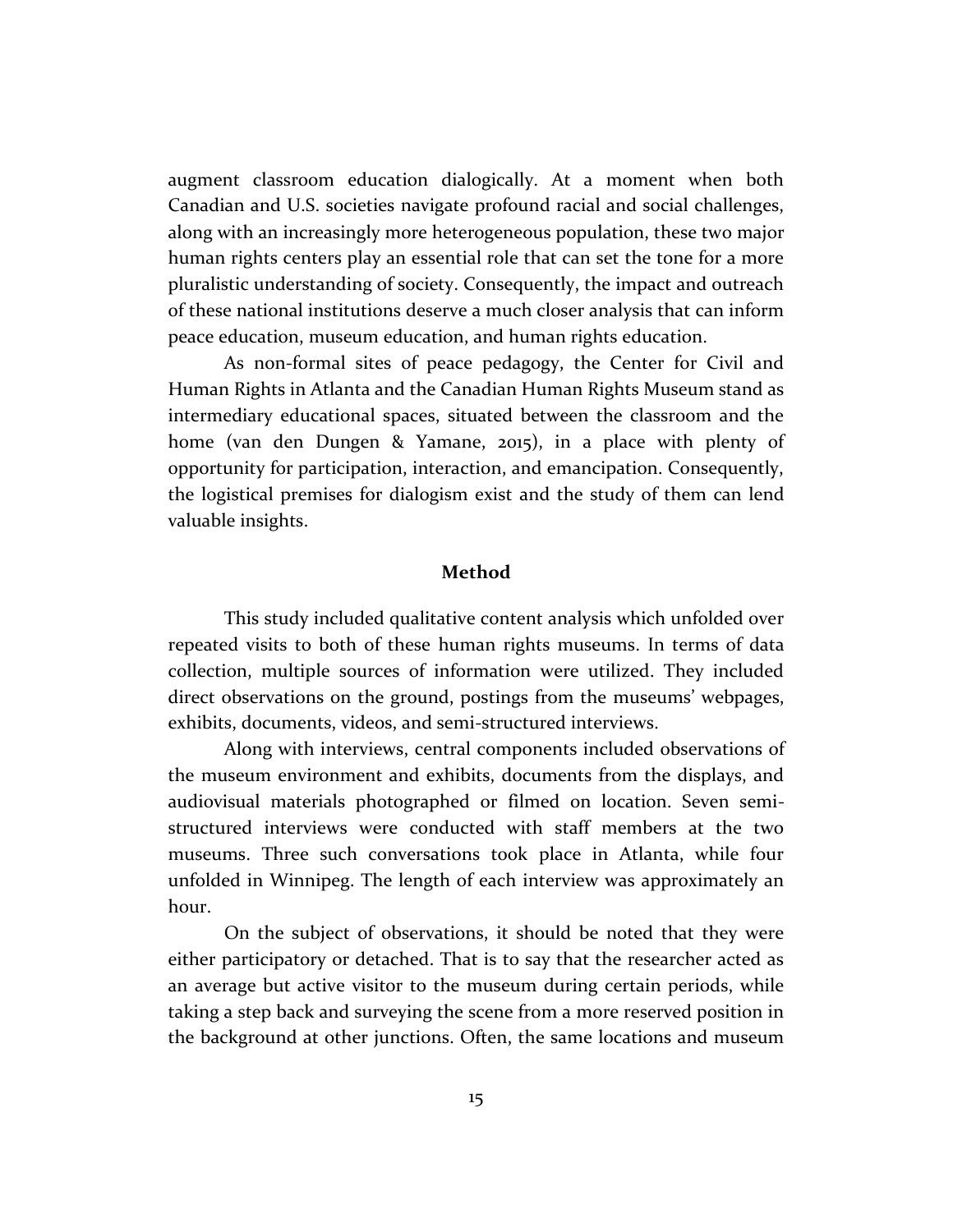augment classroom education dialogically. At a moment when both Canadian and U.S. societies navigate profound racial and social challenges, along with an increasingly more heterogeneous population, these two major human rights centers play an essential role that can set the tone for a more pluralistic understanding of society. Consequently, the impact and outreach of these national institutions deserve a much closer analysis that can inform peace education, museum education, and human rights education.

As non-formal sites of peace pedagogy, the Center for Civil and Human Rights in Atlanta and the Canadian Human Rights Museum stand as intermediary educational spaces, situated between the classroom and the home (van den Dungen & Yamane, 2015), in a place with plenty of opportunity for participation, interaction, and emancipation. Consequently, the logistical premises for dialogism exist and the study of them can lend valuable insights.

## Method

This study included qualitative content analysis which unfolded over repeated visits to both of these human rights museums. In terms of data collection, multiple sources of information were utilized. They included direct observations on the ground, postings from the museums' webpages, exhibits, documents, videos, and semi-structured interviews.

Along with interviews, central components included observations of the museum environment and exhibits, documents from the displays, and audiovisual materials photographed or filmed on location. Seven semi-structured interviews were conducted with staff members at the two museums. Three such conversations took place in Atlanta, while four unfolded in Winnipeg. The length of each interview was approximately an hour.

On the subject of observations, it should be noted that they were either participatory or detached. That is to say that the researcher acted as an average but active visitor to the museum during certain periods, while taking a step back and surveying the scene from a more reserved position in the background at other junctions. Often, the same locations and museum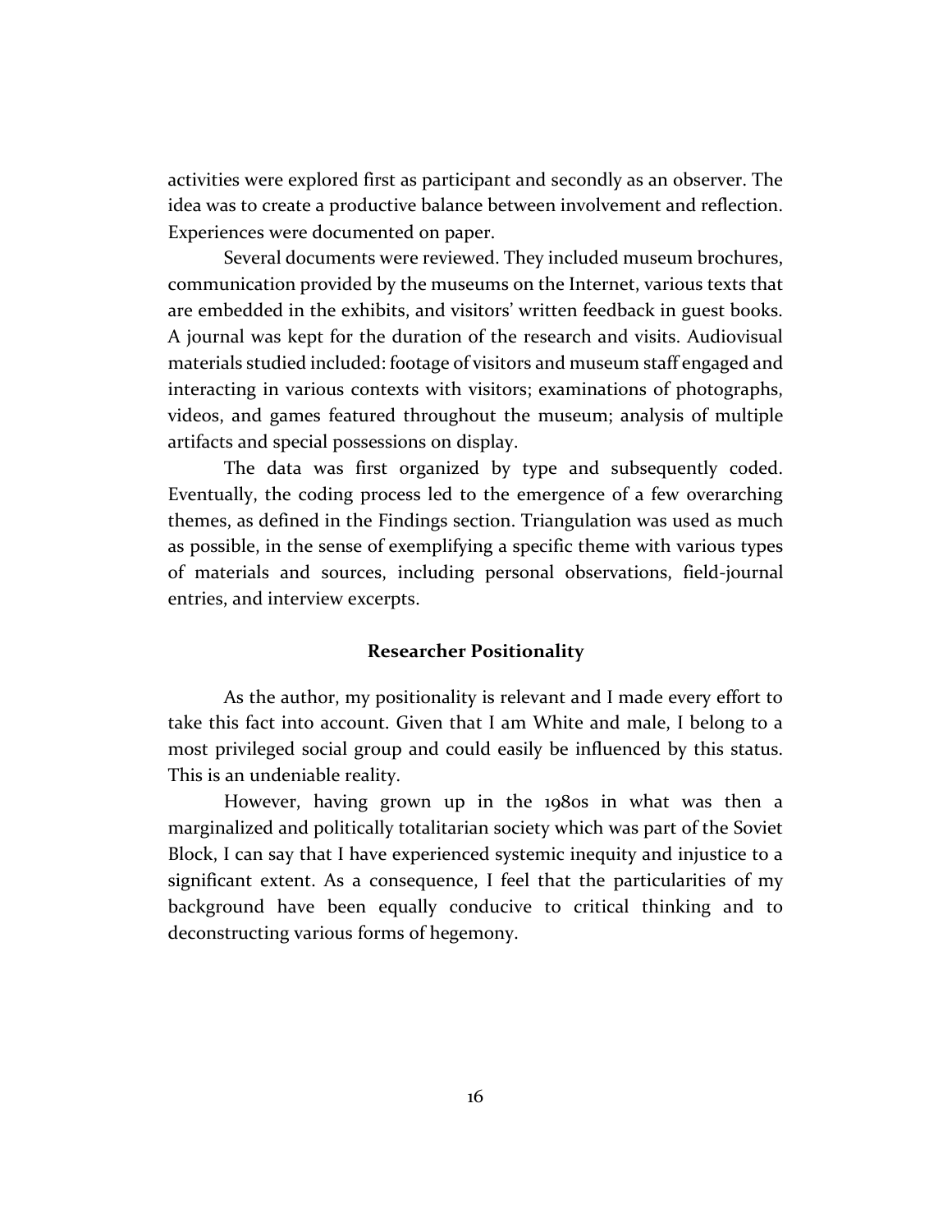activities were explored first as participant and secondly as an observer. The idea was to create a productive balance between involvement and reflection. Experiences were documented on paper.

Several documents were reviewed. They included museum brochures, communication provided by the museums on the Internet, various texts that are embedded in the exhibits, and visitors' written feedback in guest books. A journal was kept for the duration of the research and visits. Audiovisual materials studied included: footage of visitors and museum staff engaged and interacting in various contexts with visitors; examinations of photographs, videos, and games featured throughout the museum; analysis of multiple artifacts and special possessions on display.

The data was first organized by type and subsequently coded. Eventually, the coding process led to the emergence of a few overarching themes, as defined in the Findings section. Triangulation was used as much as possible, in the sense of exemplifying a specific theme with various types of materials and sources, including personal observations, field-journal entries, and interview excerpts.

## Researcher Positionality

As the author, my positionality is relevant and I made every effort to take this fact into account. Given that I am White and male, I belong to a most privileged social group and could easily be influenced by this status. This is an undeniable reality.

However, having grown up in the 1980s in what was then a marginalized and politically totalitarian society which was part of the Soviet Block, I can say that I have experienced systemic inequity and injustice to a significant extent. As a consequence, I feel that the particularities of my background have been equally conducive to critical thinking and to deconstructing various forms of hegemony.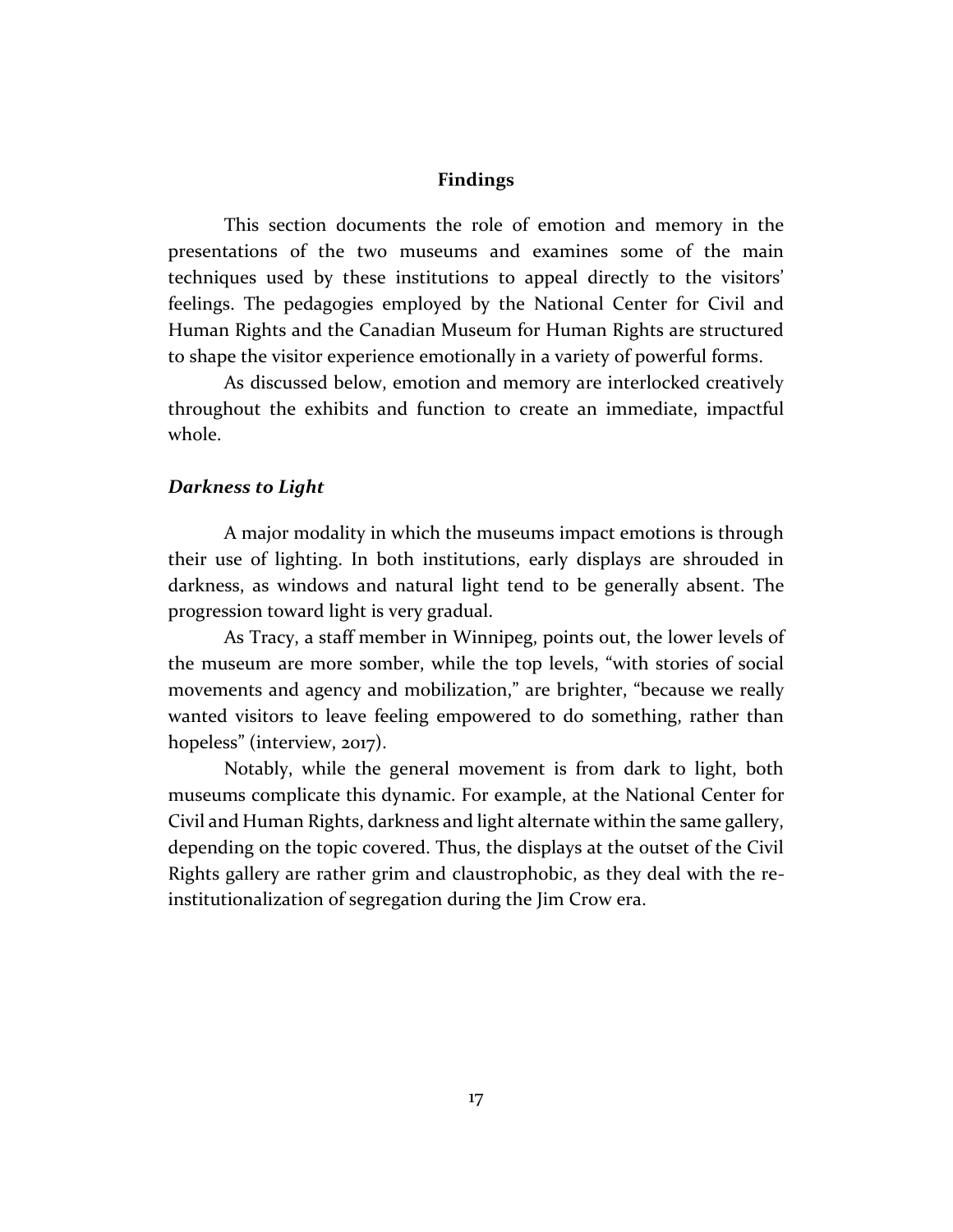## Findings

This section documents the role of emotion and memory in the presentations of the two museums and examines some of the main techniques used by these institutions to appeal directly to the visitors' feelings. The pedagogies employed by the National Center for Civil and Human Rights and the Canadian Museum for Human Rights are structured to shape the visitor experience emotionally in a variety of powerful forms.

As discussed below, emotion and memory are interlocked creatively throughout the exhibits and function to create an immediate, impactful whole.

### *Darkness to Light*

A major modality in which the museums impact emotions is through their use of lighting. In both institutions, early displays are shrouded in darkness, as windows and natural light tend to be generally absent. The progression toward light is very gradual.

As Tracy, a staff member in Winnipeg, points out, the lower levels of the museum are more somber, while the top levels, "with stories of social movements and agency and mobilization," are brighter, "because we really wanted visitors to leave feeling empowered to do something, rather than hopeless" (interview, 2017).

Notably, while the general movement is from dark to light, both museums complicate this dynamic. For example, at the National Center for Civil and Human Rights, darkness and light alternate within the same gallery, depending on the topic covered. Thus, the displays at the outset of the Civil Rights gallery are rather grim and claustrophobic, as they deal with the re-institutionalization of segregation during the Jim Crow era.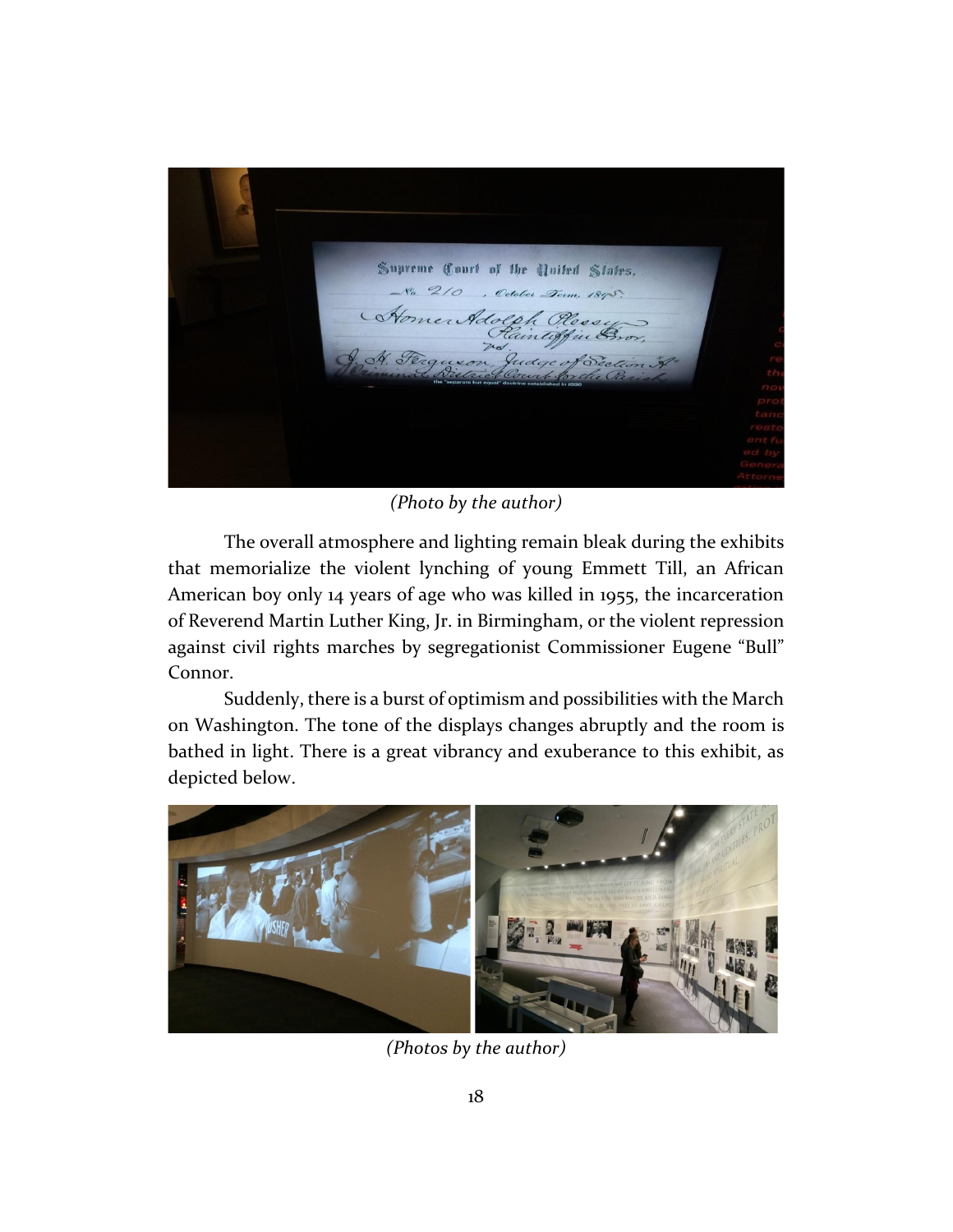*(Photo by the author)*

The overall atmosphere and lighting remain bleak during the exhibits that memorialize the violent lynching of young Emmett Till, an African American boy only 14 years of age who was killed in 1955, the incarceration of Reverend Martin Luther King, Jr. in Birmingham, or the violent repression against civil rights marches by segregationist Commissioner Eugene "Bull" Connor.

Suddenly, there is a burst of optimism and possibilities with the March on Washington. The tone of the displays changes abruptly and the room is bathed in light. There is a great vibrancy and exuberance to this exhibit, as depicted below.

*(Photos by the author)*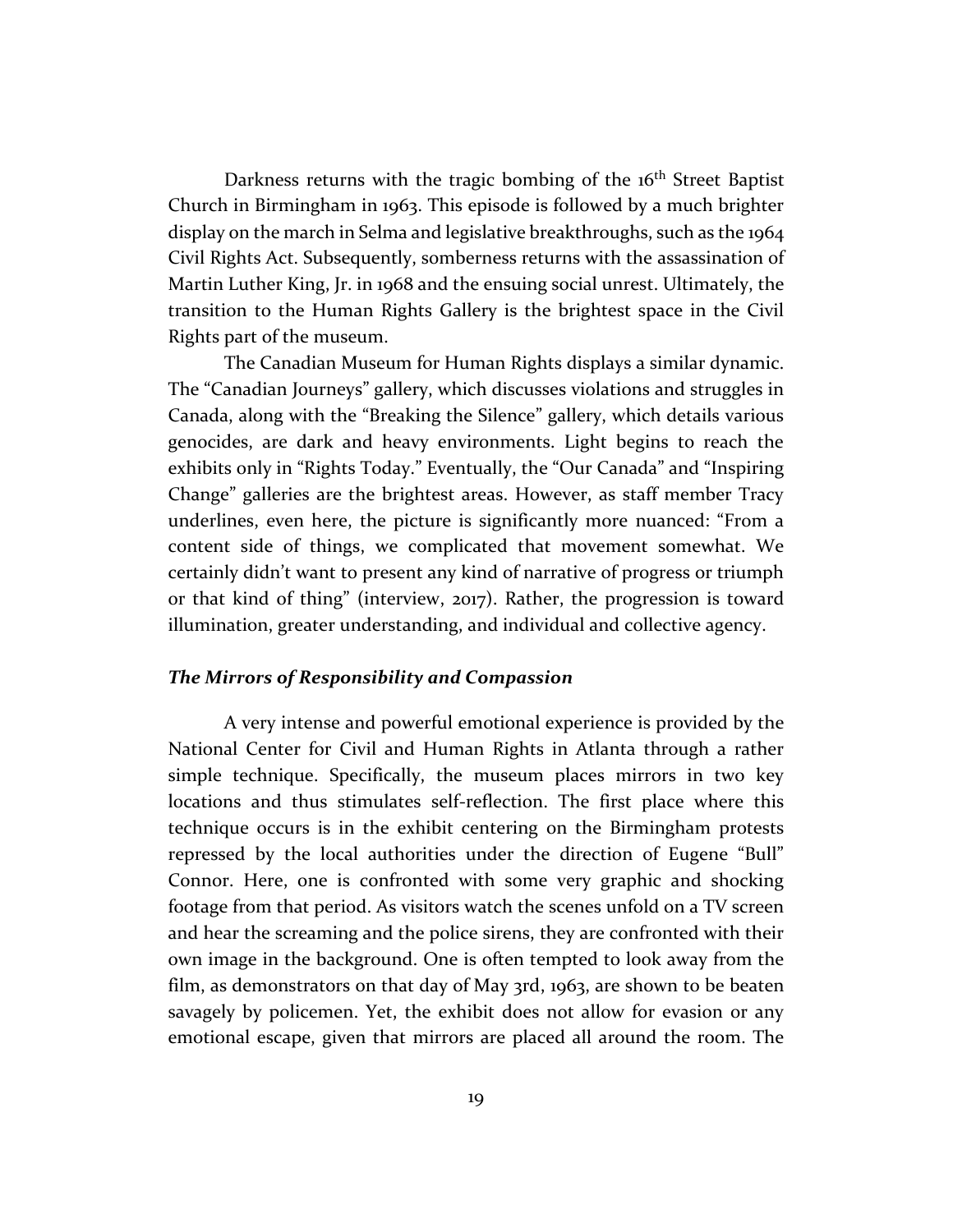Darkness returns with the tragic bombing of the 16th Street Baptist Church in Birmingham in 1963. This episode is followed by a much brighter display on the march in Selma and legislative breakthroughs, such as the 1964 Civil Rights Act. Subsequently, somberness returns with the assassination of Martin Luther King, Jr. in 1968 and the ensuing social unrest. Ultimately, the transition to the Human Rights Gallery is the brightest space in the Civil Rights part of the museum.

The Canadian Museum for Human Rights displays a similar dynamic. The "Canadian Journeys" gallery, which discusses violations and struggles in Canada, along with the "Breaking the Silence" gallery, which details various genocides, are dark and heavy environments. Light begins to reach the exhibits only in "Rights Today." Eventually, the "Our Canada" and "Inspiring Change" galleries are the brightest areas. However, as staff member Tracy underlines, even here, the picture is significantly more nuanced: "From a content side of things, we complicated that movement somewhat. We certainly didn't want to present any kind of narrative of progress or triumph or that kind of thing" (interview, 2017). Rather, the progression is toward illumination, greater understanding, and individual and collective agency.

### *The Mirrors of Responsibility and Compassion*

A very intense and powerful emotional experience is provided by the National Center for Civil and Human Rights in Atlanta through a rather simple technique. Specifically, the museum places mirrors in two key locations and thus stimulates self-reflection. The first place where this technique occurs is in the exhibit centering on the Birmingham protests repressed by the local authorities under the direction of Eugene "Bull" Connor. Here, one is confronted with some very graphic and shocking footage from that period. As visitors watch the scenes unfold on a TV screen and hear the screaming and the police sirens, they are confronted with their own image in the background. One is often tempted to look away from the film, as demonstrators on that day of May 3rd, 1963, are shown to be beaten savagely by policemen. Yet, the exhibit does not allow for evasion or any emotional escape, given that mirrors are placed all around the room. The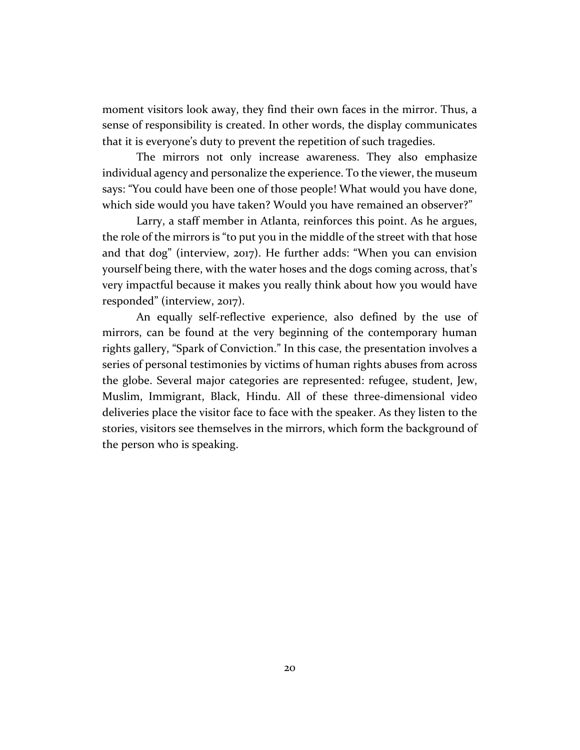moment visitors look away, they find their own faces in the mirror. Thus, a sense of responsibility is created. In other words, the display communicates that it is everyone's duty to prevent the repetition of such tragedies.

The mirrors not only increase awareness. They also emphasize individual agency and personalize the experience. To the viewer, the museum says: "You could have been one of those people! What would you have done, which side would you have taken? Would you have remained an observer?"

Larry, a staff member in Atlanta, reinforces this point. As he argues, the role of the mirrors is "to put you in the middle of the street with that hose and that dog" (interview, 2017). He further adds: "When you can envision yourself being there, with the water hoses and the dogs coming across, that's very impactful because it makes you really think about how you would have responded" (interview, 2017).

An equally self-reflective experience, also defined by the use of mirrors, can be found at the very beginning of the contemporary human rights gallery, "Spark of Conviction." In this case, the presentation involves a series of personal testimonies by victims of human rights abuses from across the globe. Several major categories are represented: refugee, student, Jew, Muslim, Immigrant, Black, Hindu. All of these three-dimensional video deliveries place the visitor face to face with the speaker. As they listen to the stories, visitors see themselves in the mirrors, which form the background of the person who is speaking.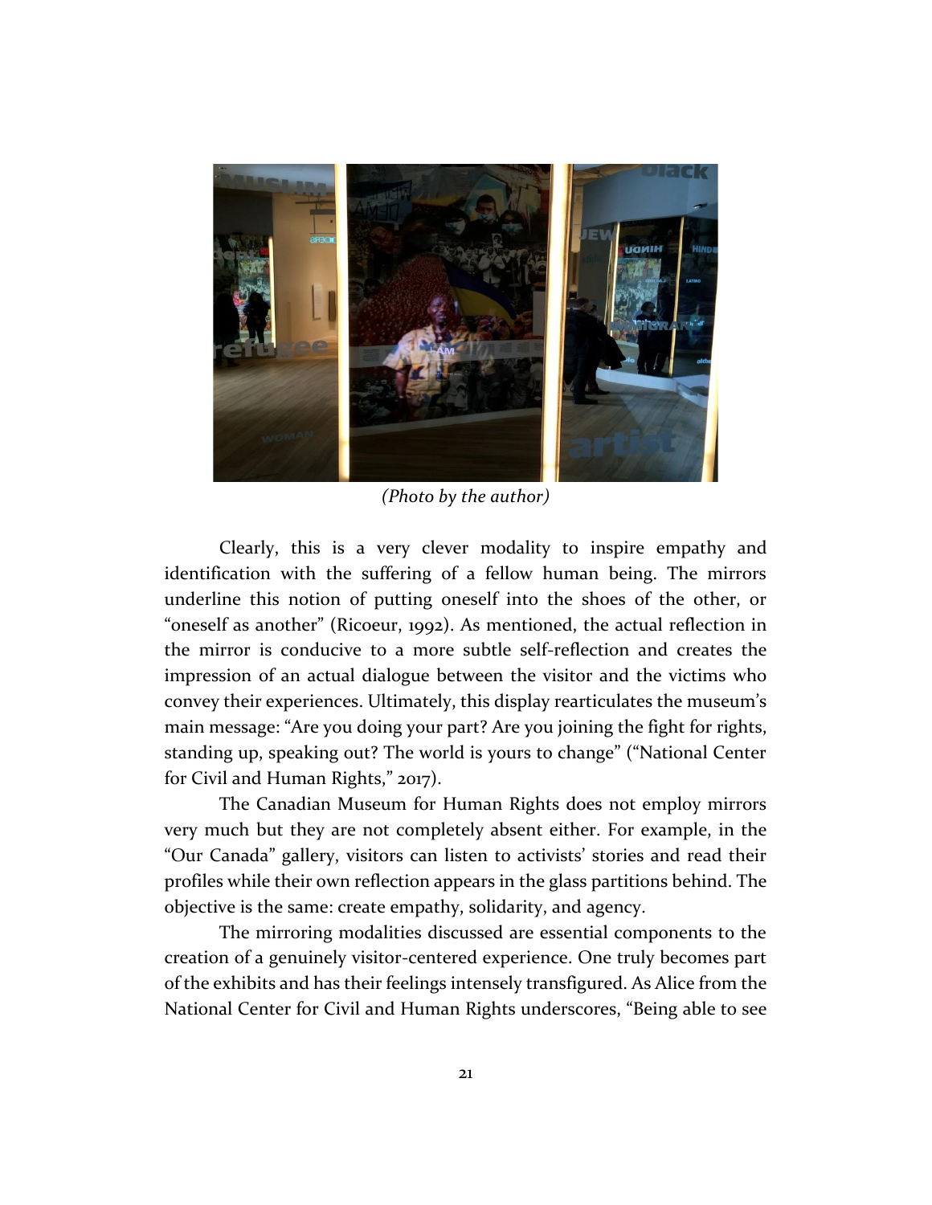(Photo by the author)

Clearly, this is a very clever modality to inspire empathy and identification with the suffering of a fellow human being. The mirrors underline this notion of putting oneself into the shoes of the other, or "oneself as another" (Ricoeur, 1992). As mentioned, the actual reflection in the mirror is conducive to a more subtle self-reflection and creates the impression of an actual dialogue between the visitor and the victims who convey their experiences. Ultimately, this display rearticulates the museum's main message: "Are you doing your part? Are you joining the fight for rights, standing up, speaking out? The world is yours to change" ("National Center for Civil and Human Rights," 2017).

The Canadian Museum for Human Rights does not employ mirrors very much but they are not completely absent either. For example, in the "Our Canada" gallery, visitors can listen to activists' stories and read their profiles while their own reflection appears in the glass partitions behind. The objective is the same: create empathy, solidarity, and agency.

The mirroring modalities discussed are essential components to the creation of a genuinely visitor-centered experience. One truly becomes part of the exhibits and has their feelings intensely transfigured. As Alice from the National Center for Civil and Human Rights underscores, "Being able to see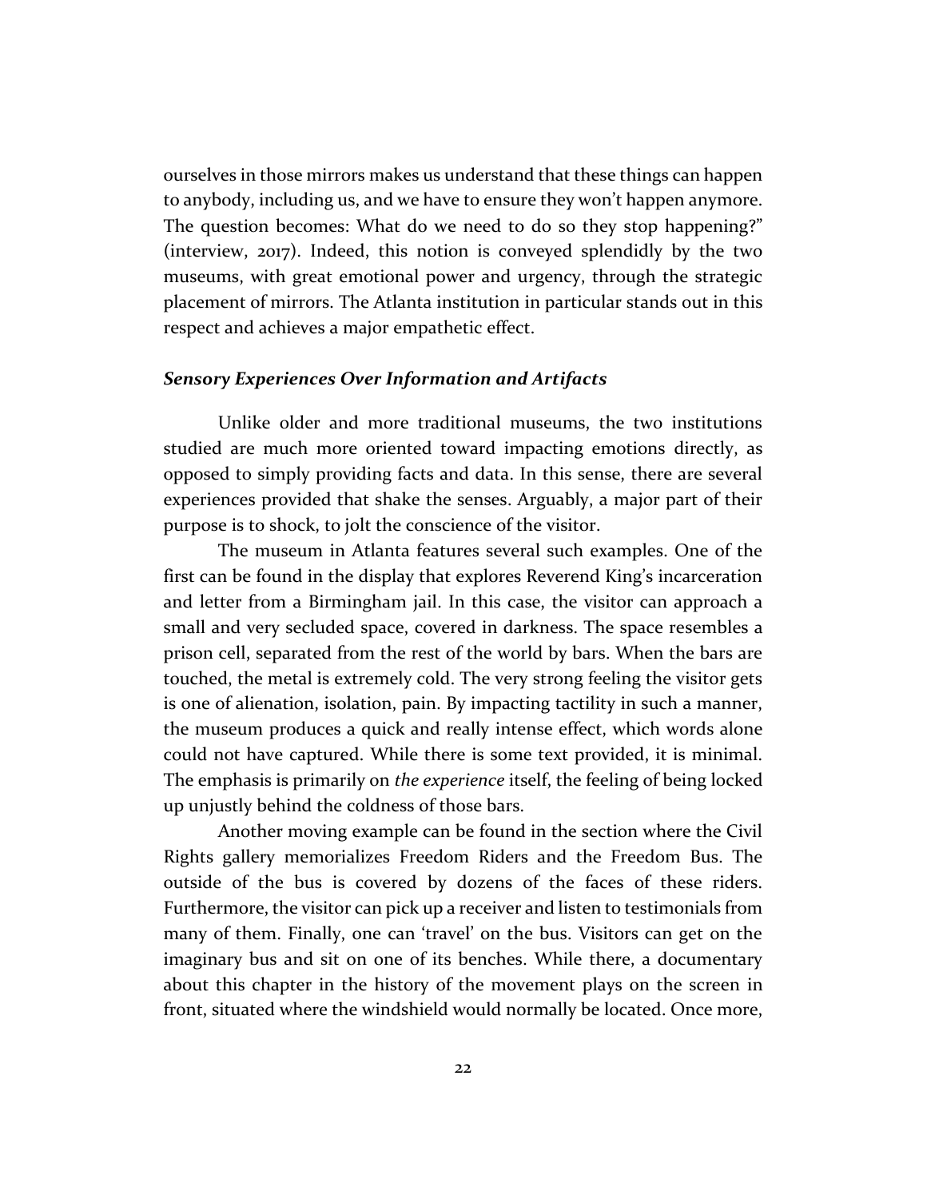ourselves in those mirrors makes us understand that these things can happen to anybody, including us, and we have to ensure they won't happen anymore. The question becomes: What do we need to do so they stop happening?" (interview, 2017). Indeed, this notion is conveyed splendidly by the two museums, with great emotional power and urgency, through the strategic placement of mirrors. The Atlanta institution in particular stands out in this respect and achieves a major empathetic effect.

### *Sensory Experiences Over Information and Artifacts*

Unlike older and more traditional museums, the two institutions studied are much more oriented toward impacting emotions directly, as opposed to simply providing facts and data. In this sense, there are several experiences provided that shake the senses. Arguably, a major part of their purpose is to shock, to jolt the conscience of the visitor.

The museum in Atlanta features several such examples. One of the first can be found in the display that explores Reverend King's incarceration and letter from a Birmingham jail. In this case, the visitor can approach a small and very secluded space, covered in darkness. The space resembles a prison cell, separated from the rest of the world by bars. When the bars are touched, the metal is extremely cold. The very strong feeling the visitor gets is one of alienation, isolation, pain. By impacting tactility in such a manner, the museum produces a quick and really intense effect, which words alone could not have captured. While there is some text provided, it is minimal. The emphasis is primarily on *the experience* itself, the feeling of being locked up unjustly behind the coldness of those bars.

Another moving example can be found in the section where the Civil Rights gallery memorializes Freedom Riders and the Freedom Bus. The outside of the bus is covered by dozens of the faces of these riders. Furthermore, the visitor can pick up a receiver and listen to testimonials from many of them. Finally, one can 'travel' on the bus. Visitors can get on the imaginary bus and sit on one of its benches. While there, a documentary about this chapter in the history of the movement plays on the screen in front, situated where the windshield would normally be located. Once more,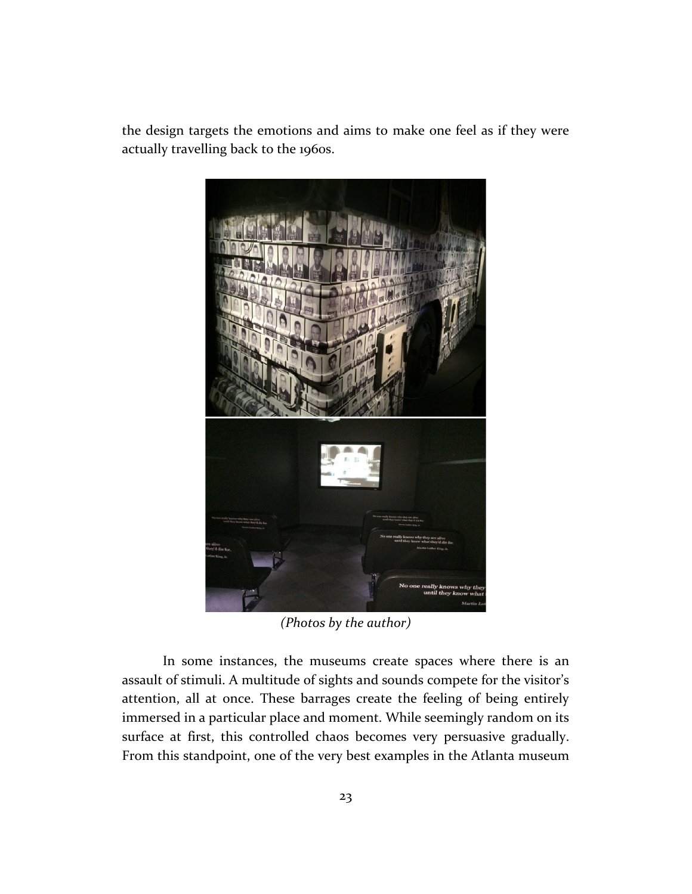the design targets the emotions and aims to make one feel as if they were actually travelling back to the 1960s.

*(Photos by the author)*

In some instances, the museums create spaces where there is an assault of stimuli. A multitude of sights and sounds compete for the visitor's attention, all at once. These barrages create the feeling of being entirely immersed in a particular place and moment. While seemingly random on its surface at first, this controlled chaos becomes very persuasive gradually. From this standpoint, one of the very best examples in the Atlanta museum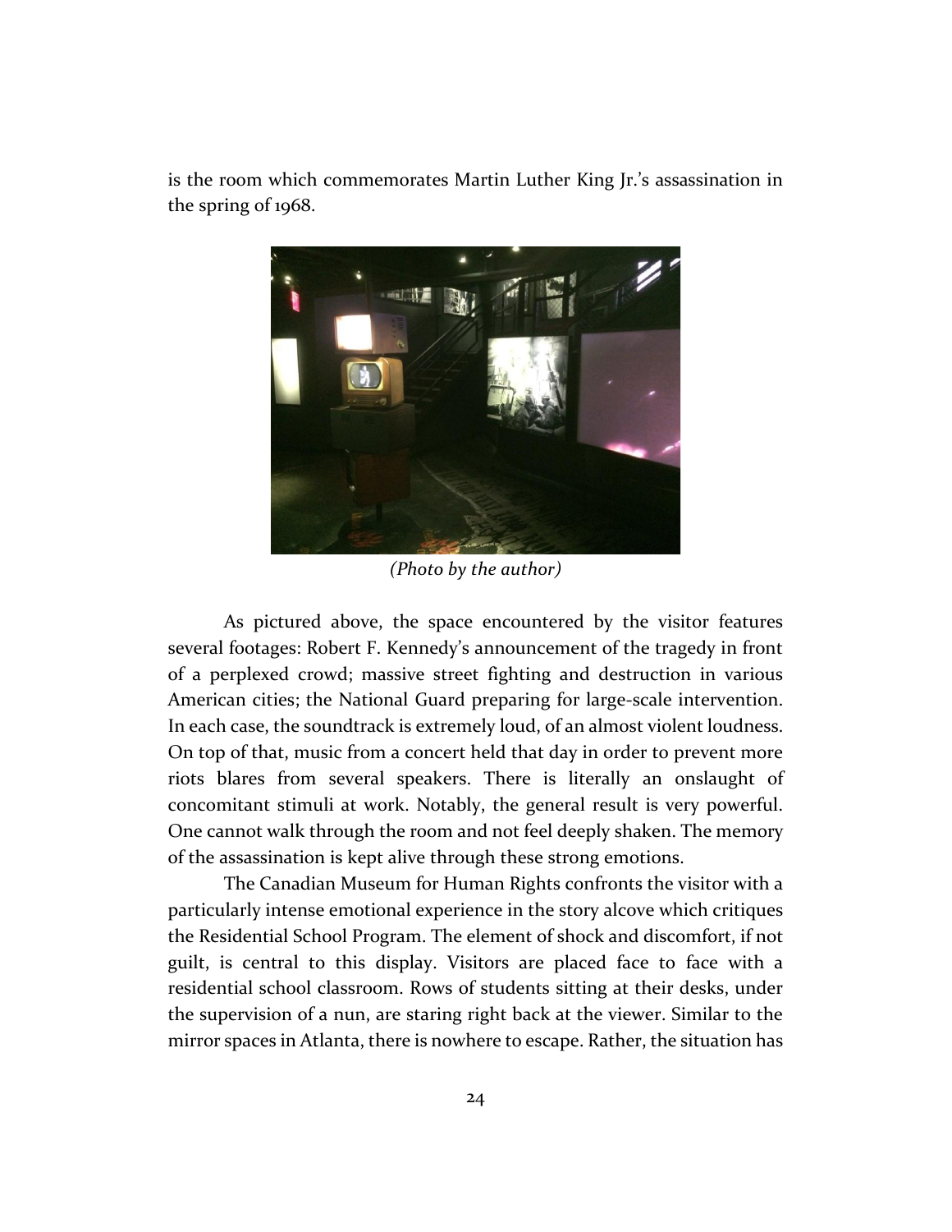is the room which commemorates Martin Luther King Jr.'s assassination in the spring of 1968.

*(Photo by the author)*

As pictured above, the space encountered by the visitor features several footages: Robert F. Kennedy's announcement of the tragedy in front of a perplexed crowd; massive street fighting and destruction in various American cities; the National Guard preparing for large-scale intervention. In each case, the soundtrack is extremely loud, of an almost violent loudness. On top of that, music from a concert held that day in order to prevent more riots blares from several speakers. There is literally an onslaught of concomitant stimuli at work. Notably, the general result is very powerful. One cannot walk through the room and not feel deeply shaken. The memory of the assassination is kept alive through these strong emotions.

The Canadian Museum for Human Rights confronts the visitor with a particularly intense emotional experience in the story alcove which critiques the Residential School Program. The element of shock and discomfort, if not guilt, is central to this display. Visitors are placed face to face with a residential school classroom. Rows of students sitting at their desks, under the supervision of a nun, are staring right back at the viewer. Similar to the mirror spaces in Atlanta, there is nowhere to escape. Rather, the situation has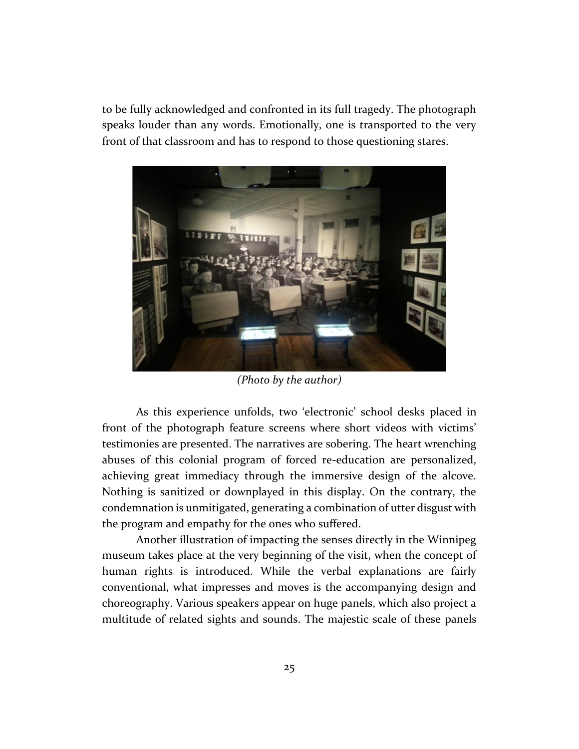to be fully acknowledged and confronted in its full tragedy. The photograph speaks louder than any words. Emotionally, one is transported to the very front of that classroom and has to respond to those questioning stares.

*(Photo by the author)*

As this experience unfolds, two 'electronic' school desks placed in front of the photograph feature screens where short videos with victims' testimonies are presented. The narratives are sobering. The heart wrenching abuses of this colonial program of forced re-education are personalized, achieving great immediacy through the immersive design of the alcove. Nothing is sanitized or downplayed in this display. On the contrary, the condemnation is unmitigated, generating a combination of utter disgust with the program and empathy for the ones who suffered.

Another illustration of impacting the senses directly in the Winnipeg museum takes place at the very beginning of the visit, when the concept of human rights is introduced. While the verbal explanations are fairly conventional, what impresses and moves is the accompanying design and choreography. Various speakers appear on huge panels, which also project a multitude of related sights and sounds. The majestic scale of these panels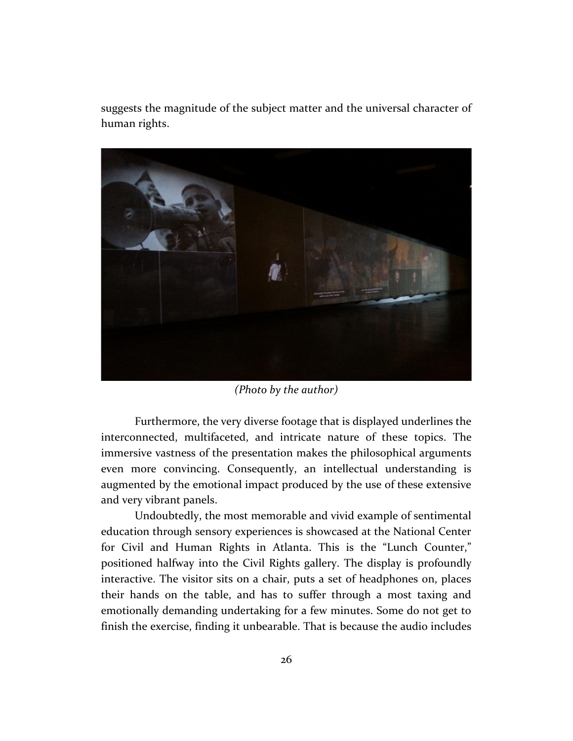suggests the magnitude of the subject matter and the universal character of human rights.

*(Photo by the author)*

Furthermore, the very diverse footage that is displayed underlines the interconnected, multifaceted, and intricate nature of these topics. The immersive vastness of the presentation makes the philosophical arguments even more convincing. Consequently, an intellectual understanding is augmented by the emotional impact produced by the use of these extensive and very vibrant panels.

Undoubtedly, the most memorable and vivid example of sentimental education through sensory experiences is showcased at the National Center for Civil and Human Rights in Atlanta. This is the "Lunch Counter," positioned halfway into the Civil Rights gallery. The display is profoundly interactive. The visitor sits on a chair, puts a set of headphones on, places their hands on the table, and has to suffer through a most taxing and emotionally demanding undertaking for a few minutes. Some do not get to finish the exercise, finding it unbearable. That is because the audio includes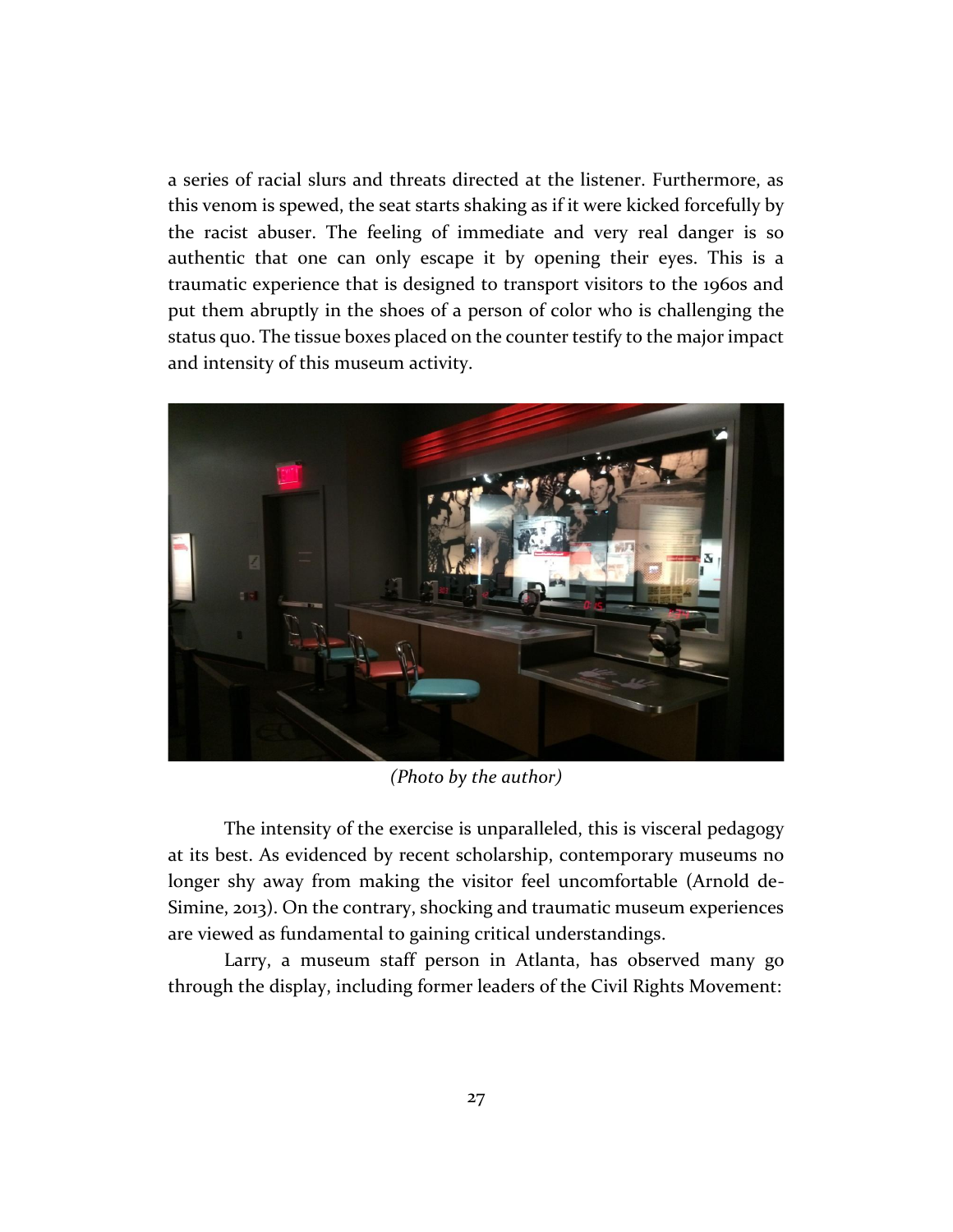a series of racial slurs and threats directed at the listener. Furthermore, as this venom is spewed, the seat starts shaking as if it were kicked forcefully by the racist abuser. The feeling of immediate and very real danger is so authentic that one can only escape it by opening their eyes. This is a traumatic experience that is designed to transport visitors to the 1960s and put them abruptly in the shoes of a person of color who is challenging the status quo. The tissue boxes placed on the counter testify to the major impact and intensity of this museum activity.

*(Photo by the author)*

The intensity of the exercise is unparalleled, this is visceral pedagogy at its best. As evidenced by recent scholarship, contemporary museums no longer shy away from making the visitor feel uncomfortable (Arnold de-Simine, 2013). On the contrary, shocking and traumatic museum experiences are viewed as fundamental to gaining critical understandings.

Larry, a museum staff person in Atlanta, has observed many go through the display, including former leaders of the Civil Rights Movement: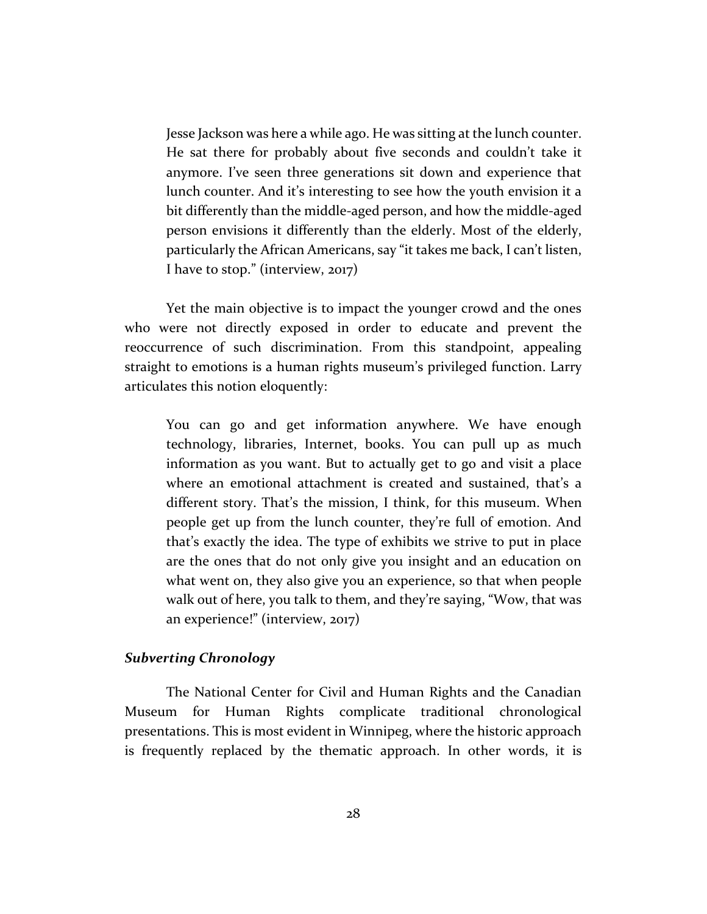> Jesse Jackson was here a while ago. He was sitting at the lunch counter. He sat there for probably about five seconds and couldn't take it anymore. I've seen three generations sit down and experience that lunch counter. And it's interesting to see how the youth envision it a bit differently than the middle-aged person, and how the middle-aged person envisions it differently than the elderly. Most of the elderly, particularly the African Americans, say "it takes me back, I can't listen, I have to stop." (interview, 2017)

Yet the main objective is to impact the younger crowd and the ones who were not directly exposed in order to educate and prevent the reoccurrence of such discrimination. From this standpoint, appealing straight to emotions is a human rights museum's privileged function. Larry articulates this notion eloquently:

> You can go and get information anywhere. We have enough technology, libraries, Internet, books. You can pull up as much information as you want. But to actually get to go and visit a place where an emotional attachment is created and sustained, that's a different story. That's the mission, I think, for this museum. When people get up from the lunch counter, they're full of emotion. And that's exactly the idea. The type of exhibits we strive to put in place are the ones that do not only give you insight and an education on what went on, they also give you an experience, so that when people walk out of here, you talk to them, and they're saying, "Wow, that was an experience!" (interview, 2017)

### ***Subverting Chronology***

The National Center for Civil and Human Rights and the Canadian Museum for Human Rights complicate traditional chronological presentations. This is most evident in Winnipeg, where the historic approach is frequently replaced by the thematic approach. In other words, it is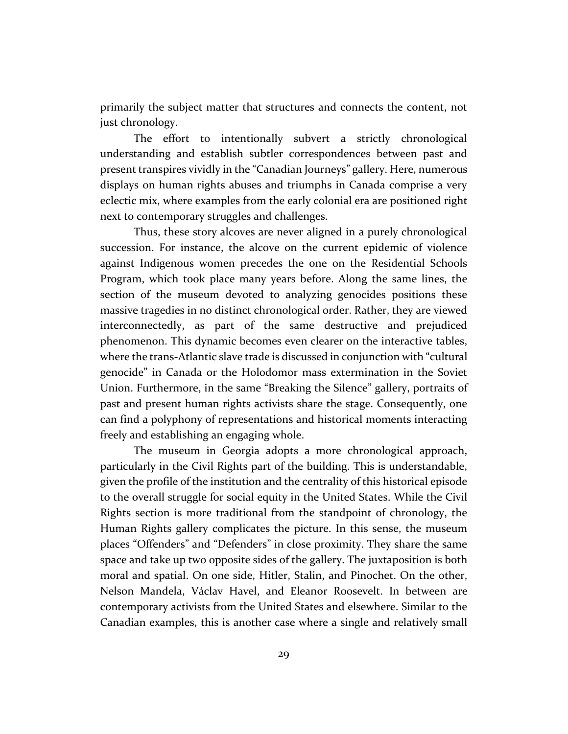primarily the subject matter that structures and connects the content, not just chronology.

The effort to intentionally subvert a strictly chronological understanding and establish subtler correspondences between past and present transpires vividly in the "Canadian Journeys" gallery. Here, numerous displays on human rights abuses and triumphs in Canada comprise a very eclectic mix, where examples from the early colonial era are positioned right next to contemporary struggles and challenges.

Thus, these story alcoves are never aligned in a purely chronological succession. For instance, the alcove on the current epidemic of violence against Indigenous women precedes the one on the Residential Schools Program, which took place many years before. Along the same lines, the section of the museum devoted to analyzing genocides positions these massive tragedies in no distinct chronological order. Rather, they are viewed interconnectedly, as part of the same destructive and prejudiced phenomenon. This dynamic becomes even clearer on the interactive tables, where the trans-Atlantic slave trade is discussed in conjunction with "cultural genocide" in Canada or the Holodomor mass extermination in the Soviet Union. Furthermore, in the same "Breaking the Silence" gallery, portraits of past and present human rights activists share the stage. Consequently, one can find a polyphony of representations and historical moments interacting freely and establishing an engaging whole.

The museum in Georgia adopts a more chronological approach, particularly in the Civil Rights part of the building. This is understandable, given the profile of the institution and the centrality of this historical episode to the overall struggle for social equity in the United States. While the Civil Rights section is more traditional from the standpoint of chronology, the Human Rights gallery complicates the picture. In this sense, the museum places "Offenders" and "Defenders" in close proximity. They share the same space and take up two opposite sides of the gallery. The juxtaposition is both moral and spatial. On one side, Hitler, Stalin, and Pinochet. On the other, Nelson Mandela, Václav Havel, and Eleanor Roosevelt. In between are contemporary activists from the United States and elsewhere. Similar to the Canadian examples, this is another case where a single and relatively small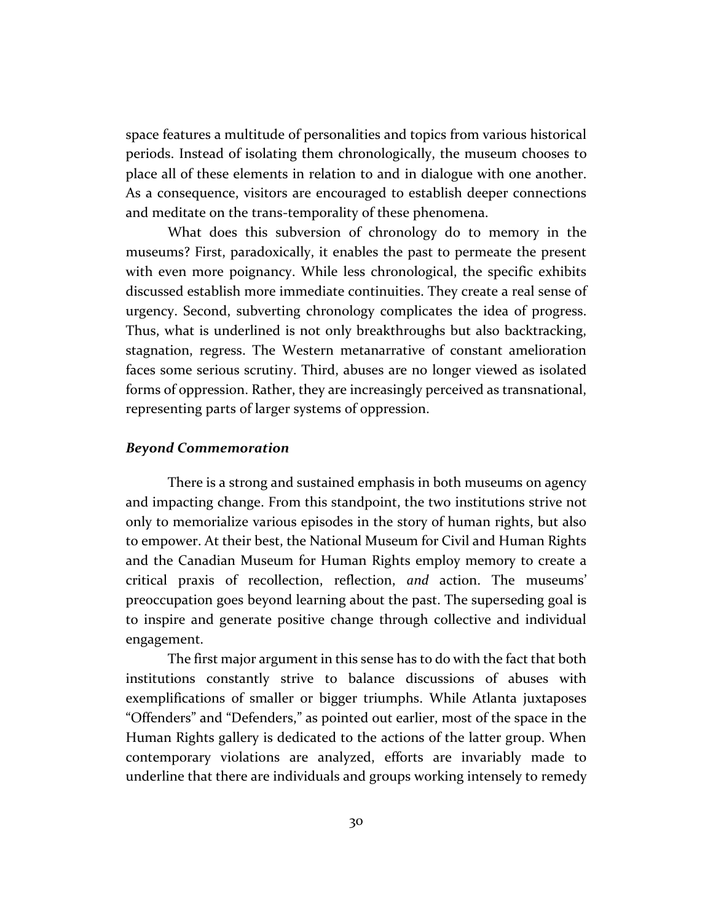space features a multitude of personalities and topics from various historical periods. Instead of isolating them chronologically, the museum chooses to place all of these elements in relation to and in dialogue with one another. As a consequence, visitors are encouraged to establish deeper connections and meditate on the trans-temporality of these phenomena.

What does this subversion of chronology do to memory in the museums? First, paradoxically, it enables the past to permeate the present with even more poignancy. While less chronological, the specific exhibits discussed establish more immediate continuities. They create a real sense of urgency. Second, subverting chronology complicates the idea of progress. Thus, what is underlined is not only breakthroughs but also backtracking, stagnation, regress. The Western metanarrative of constant amelioration faces some serious scrutiny. Third, abuses are no longer viewed as isolated forms of oppression. Rather, they are increasingly perceived as transnational, representing parts of larger systems of oppression.

### ***Beyond Commemoration***

There is a strong and sustained emphasis in both museums on agency and impacting change. From this standpoint, the two institutions strive not only to memorialize various episodes in the story of human rights, but also to empower. At their best, the National Museum for Civil and Human Rights and the Canadian Museum for Human Rights employ memory to create a critical praxis of recollection, reflection, *and* action. The museums' preoccupation goes beyond learning about the past. The superseding goal is to inspire and generate positive change through collective and individual engagement.

The first major argument in this sense has to do with the fact that both institutions constantly strive to balance discussions of abuses with exemplifications of smaller or bigger triumphs. While Atlanta juxtaposes "Offenders" and "Defenders," as pointed out earlier, most of the space in the Human Rights gallery is dedicated to the actions of the latter group. When contemporary violations are analyzed, efforts are invariably made to underline that there are individuals and groups working intensely to remedy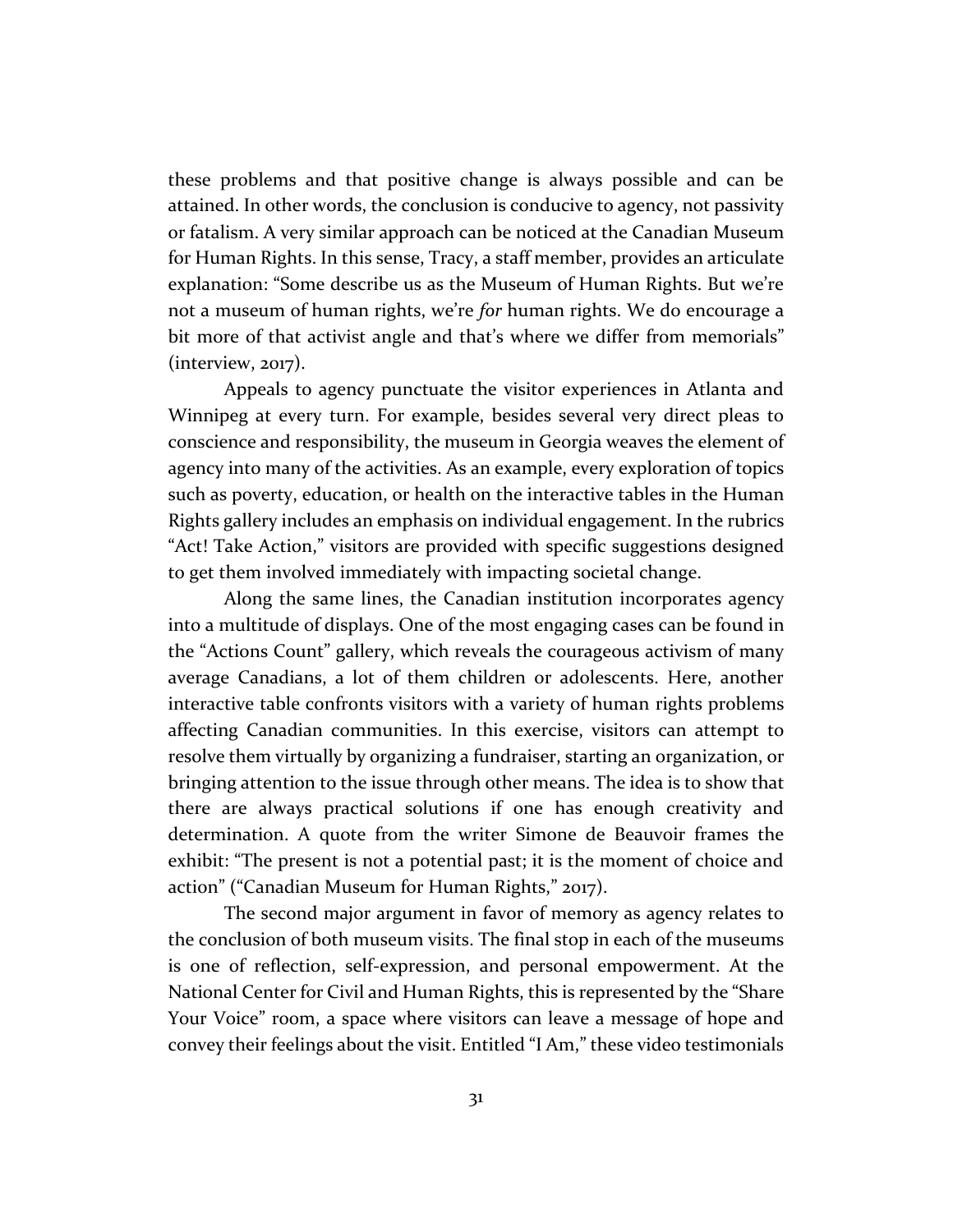these problems and that positive change is always possible and can be attained. In other words, the conclusion is conducive to agency, not passivity or fatalism. A very similar approach can be noticed at the Canadian Museum for Human Rights. In this sense, Tracy, a staff member, provides an articulate explanation: "Some describe us as the Museum of Human Rights. But we're not a museum of human rights, we're *for* human rights. We do encourage a bit more of that activist angle and that's where we differ from memorials" (interview, 2017).

Appeals to agency punctuate the visitor experiences in Atlanta and Winnipeg at every turn. For example, besides several very direct pleas to conscience and responsibility, the museum in Georgia weaves the element of agency into many of the activities. As an example, every exploration of topics such as poverty, education, or health on the interactive tables in the Human Rights gallery includes an emphasis on individual engagement. In the rubrics "Act! Take Action," visitors are provided with specific suggestions designed to get them involved immediately with impacting societal change.

Along the same lines, the Canadian institution incorporates agency into a multitude of displays. One of the most engaging cases can be found in the "Actions Count" gallery, which reveals the courageous activism of many average Canadians, a lot of them children or adolescents. Here, another interactive table confronts visitors with a variety of human rights problems affecting Canadian communities. In this exercise, visitors can attempt to resolve them virtually by organizing a fundraiser, starting an organization, or bringing attention to the issue through other means. The idea is to show that there are always practical solutions if one has enough creativity and determination. A quote from the writer Simone de Beauvoir frames the exhibit: "The present is not a potential past; it is the moment of choice and action" ("Canadian Museum for Human Rights," 2017).

The second major argument in favor of memory as agency relates to the conclusion of both museum visits. The final stop in each of the museums is one of reflection, self-expression, and personal empowerment. At the National Center for Civil and Human Rights, this is represented by the "Share Your Voice" room, a space where visitors can leave a message of hope and convey their feelings about the visit. Entitled "I Am," these video testimonials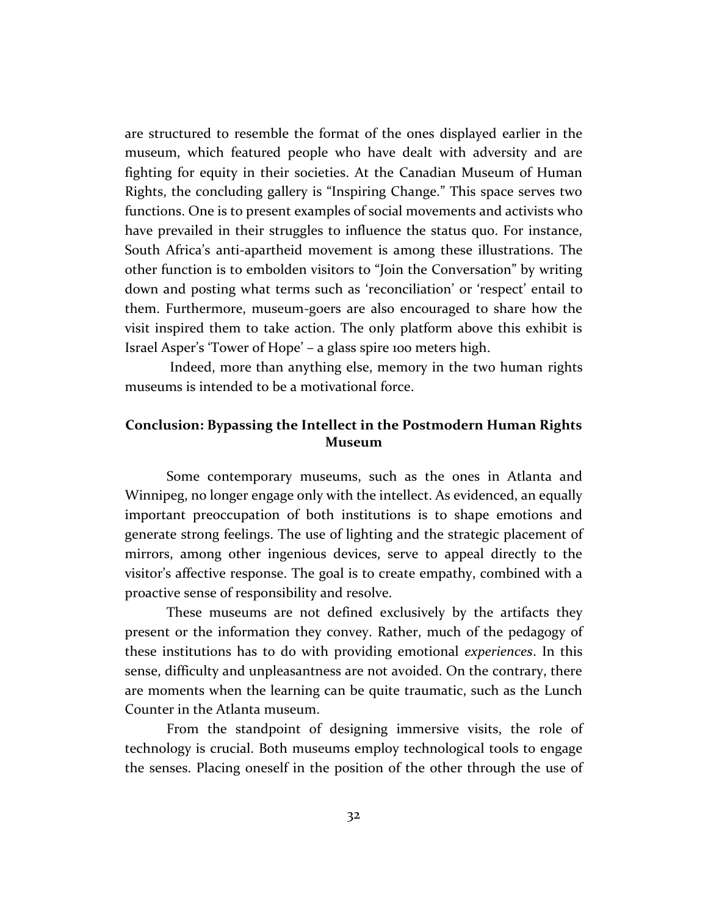are structured to resemble the format of the ones displayed earlier in the museum, which featured people who have dealt with adversity and are fighting for equity in their societies. At the Canadian Museum of Human Rights, the concluding gallery is "Inspiring Change." This space serves two functions. One is to present examples of social movements and activists who have prevailed in their struggles to influence the status quo. For instance, South Africa's anti-apartheid movement is among these illustrations. The other function is to embolden visitors to "Join the Conversation" by writing down and posting what terms such as 'reconciliation' or 'respect' entail to them. Furthermore, museum-goers are also encouraged to share how the visit inspired them to take action. The only platform above this exhibit is Israel Asper's 'Tower of Hope' – a glass spire 100 meters high.

Indeed, more than anything else, memory in the two human rights museums is intended to be a motivational force.

## Conclusion: Bypassing the Intellect in the Postmodern Human Rights Museum

Some contemporary museums, such as the ones in Atlanta and Winnipeg, no longer engage only with the intellect. As evidenced, an equally important preoccupation of both institutions is to shape emotions and generate strong feelings. The use of lighting and the strategic placement of mirrors, among other ingenious devices, serve to appeal directly to the visitor's affective response. The goal is to create empathy, combined with a proactive sense of responsibility and resolve.

These museums are not defined exclusively by the artifacts they present or the information they convey. Rather, much of the pedagogy of these institutions has to do with providing emotional *experiences*. In this sense, difficulty and unpleasantness are not avoided. On the contrary, there are moments when the learning can be quite traumatic, such as the Lunch Counter in the Atlanta museum.

From the standpoint of designing immersive visits, the role of technology is crucial. Both museums employ technological tools to engage the senses. Placing oneself in the position of the other through the use of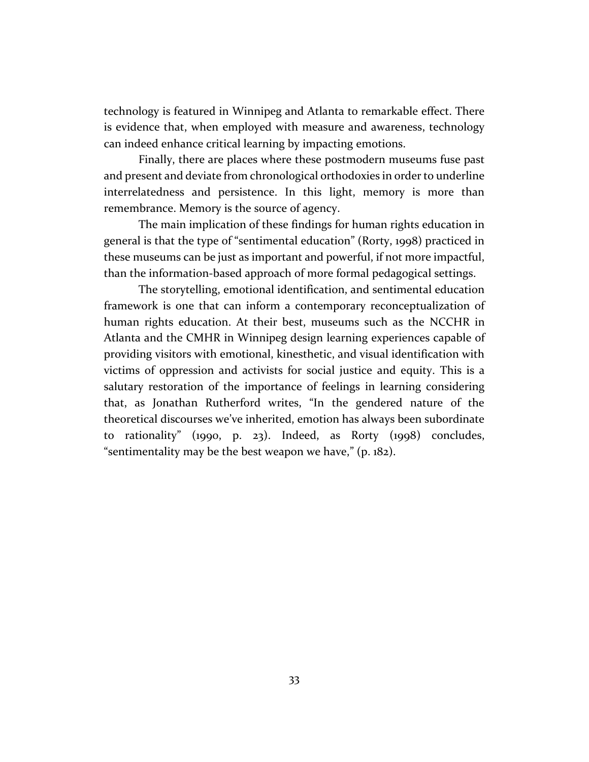technology is featured in Winnipeg and Atlanta to remarkable effect. There is evidence that, when employed with measure and awareness, technology can indeed enhance critical learning by impacting emotions.

Finally, there are places where these postmodern museums fuse past and present and deviate from chronological orthodoxies in order to underline interrelatedness and persistence. In this light, memory is more than remembrance. Memory is the source of agency.

The main implication of these findings for human rights education in general is that the type of "sentimental education" (Rorty, 1998) practiced in these museums can be just as important and powerful, if not more impactful, than the information-based approach of more formal pedagogical settings.

The storytelling, emotional identification, and sentimental education framework is one that can inform a contemporary reconceptualization of human rights education. At their best, museums such as the NCCHR in Atlanta and the CMHR in Winnipeg design learning experiences capable of providing visitors with emotional, kinesthetic, and visual identification with victims of oppression and activists for social justice and equity. This is a salutary restoration of the importance of feelings in learning considering that, as Jonathan Rutherford writes, "In the gendered nature of the theoretical discourses we've inherited, emotion has always been subordinate to rationality" (1990, p. 23). Indeed, as Rorty (1998) concludes, "sentimentality may be the best weapon we have," (p. 182).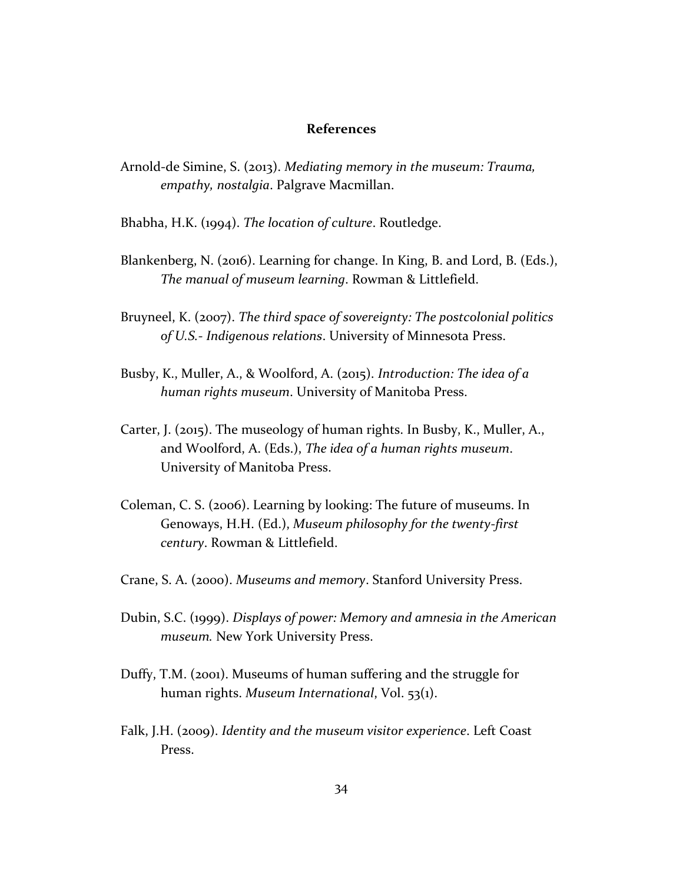## References

Arnold-de Simine, S. (2013). *Mediating memory in the museum: Trauma, empathy, nostalgia*. Palgrave Macmillan.

Bhabha, H.K. (1994). *The location of culture*. Routledge.

Blankenberg, N. (2016). Learning for change. In King, B. and Lord, B. (Eds.), *The manual of museum learning*. Rowman & Littlefield.

Bruyneel, K. (2007). *The third space of sovereignty: The postcolonial politics of U.S.- Indigenous relations*. University of Minnesota Press.

Busby, K., Muller, A., & Woolford, A. (2015). *Introduction: The idea of a human rights museum*. University of Manitoba Press.

Carter, J. (2015). The museology of human rights. In Busby, K., Muller, A., and Woolford, A. (Eds.), *The idea of a human rights museum*. University of Manitoba Press.

Coleman, C. S. (2006). Learning by looking: The future of museums. In Genoways, H.H. (Ed.), *Museum philosophy for the twenty-first century*. Rowman & Littlefield.

Crane, S. A. (2000). *Museums and memory*. Stanford University Press.

Dubin, S.C. (1999). *Displays of power: Memory and amnesia in the American museum.* New York University Press.

Duffy, T.M. (2001). Museums of human suffering and the struggle for human rights. *Museum International*, Vol. 53(1).

Falk, J.H. (2009). *Identity and the museum visitor experience*. Left Coast Press.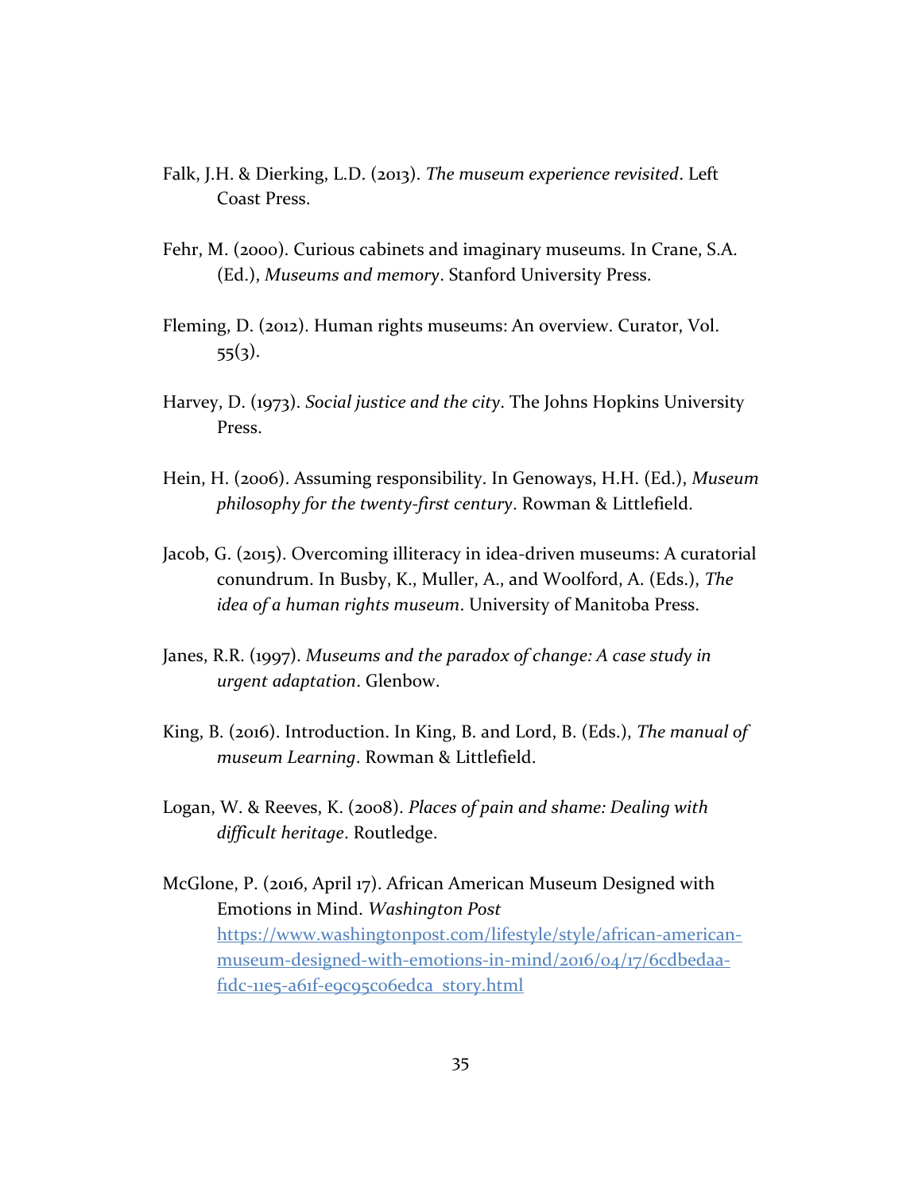Falk, J.H. & Dierking, L.D. (2013). *The museum experience revisited*. Left Coast Press.

Fehr, M. (2000). Curious cabinets and imaginary museums. In Crane, S.A. (Ed.), *Museums and memory*. Stanford University Press.

Fleming, D. (2012). Human rights museums: An overview. Curator, Vol. 55(3).

Harvey, D. (1973). *Social justice and the city*. The Johns Hopkins University Press.

Hein, H. (2006). Assuming responsibility. In Genoways, H.H. (Ed.), *Museum philosophy for the twenty-first century*. Rowman & Littlefield.

Jacob, G. (2015). Overcoming illiteracy in idea-driven museums: A curatorial conundrum. In Busby, K., Muller, A., and Woolford, A. (Eds.), *The idea of a human rights museum*. University of Manitoba Press.

Janes, R.R. (1997). *Museums and the paradox of change: A case study in urgent adaptation*. Glenbow.

King, B. (2016). Introduction. In King, B. and Lord, B. (Eds.), *The manual of museum Learning*. Rowman & Littlefield.

Logan, W. & Reeves, K. (2008). *Places of pain and shame: Dealing with difficult heritage*. Routledge.

McGlone, P. (2016, April 17). African American Museum Designed with Emotions in Mind. *Washington Post* [https://www.washingtonpost.com/lifestyle/style/african-american-museum-designed-with-emotions-in-mind/2016/04/17/6cdbedaa-f1dc-11e5-a61f-e9c95c06edca_story.html](https://www.washingtonpost.com/lifestyle/style/african-american-museum-designed-with-emotions-in-mind/2016/04/17/6cdbedaa-f1dc-11e5-a61f-e9c95c06edca_story.html)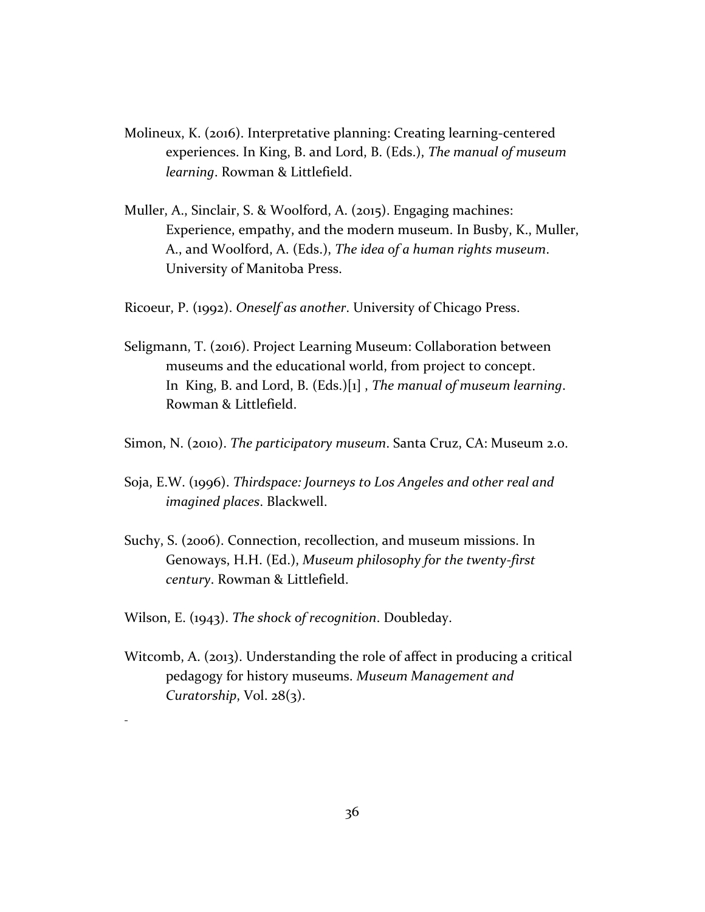Molineux, K. (2016). Interpretative planning: Creating learning-centered experiences. In King, B. and Lord, B. (Eds.), *The manual of museum learning*. Rowman & Littlefield.

Muller, A., Sinclair, S. & Woolford, A. (2015). Engaging machines: Experience, empathy, and the modern museum. In Busby, K., Muller, A., and Woolford, A. (Eds.), *The idea of a human rights museum*. University of Manitoba Press.

Ricoeur, P. (1992). *Oneself as another*. University of Chicago Press.

Seligmann, T. (2016). Project Learning Museum: Collaboration between museums and the educational world, from project to concept. In King, B. and Lord, B. (Eds.)[1] , *The manual of museum learning*. Rowman & Littlefield.

Simon, N. (2010). *The participatory museum*. Santa Cruz, CA: Museum 2.0.

Soja, E.W. (1996). *Thirdspace: Journeys to Los Angeles and other real and imagined places*. Blackwell.

Suchy, S. (2006). Connection, recollection, and museum missions. In Genoways, H.H. (Ed.), *Museum philosophy for the twenty-first century*. Rowman & Littlefield.

Wilson, E. (1943). *The shock of recognition*. Doubleday.

Witcomb, A. (2013). Understanding the role of affect in producing a critical pedagogy for history museums. *Museum Management and Curatorship*, Vol. 28(3).